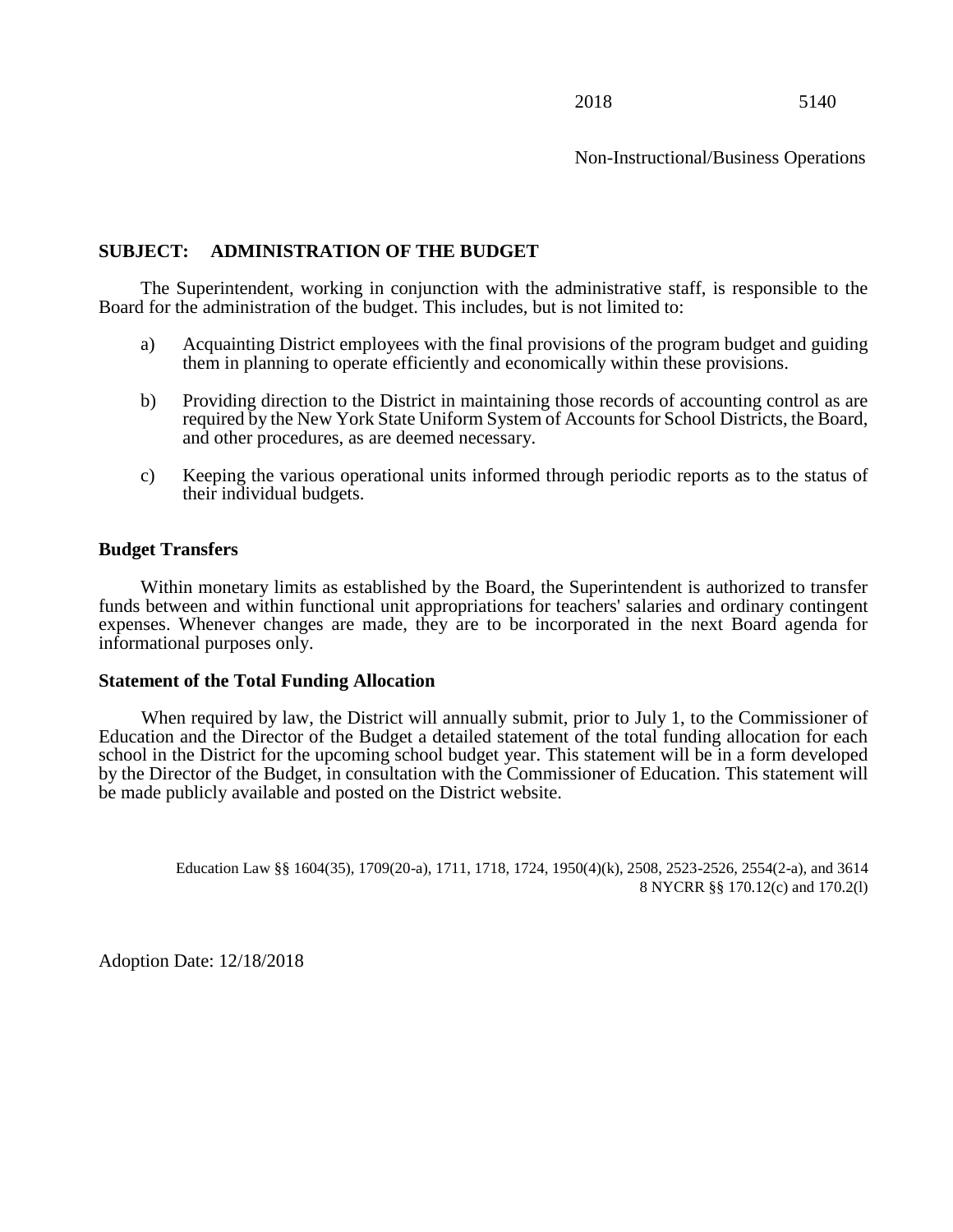## SUBJECT: ADMINISTRATION OF THE BUDGET

The Superintendent, working in conjunction with the administrative staff, is responsible to the Board for the administration of the budget. This includes, but is not limited to:

a) Acquainting District employees with the final provisions of the program budget and guiding them in planning to operate efficiently and economically within these provisions.

b) Providing direction to the District in maintaining those records of accounting control as are required by the New York State Uniform System of Accounts for School Districts, the Board, and other procedures, as are deemed necessary.

c) Keeping the various operational units informed through periodic reports as to the status of their individual budgets.

### Budget Transfers

Within monetary limits as established by the Board, the Superintendent is authorized to transfer funds between and within functional unit appropriations for teachers' salaries and ordinary contingent expenses. Whenever changes are made, they are to be incorporated in the next Board agenda for informational purposes only.

### Statement of the Total Funding Allocation

When required by law, the District will annually submit, prior to July 1, to the Commissioner of Education and the Director of the Budget a detailed statement of the total funding allocation for each school in the District for the upcoming school budget year. This statement will be in a form developed by the Director of the Budget, in consultation with the Commissioner of Education. This statement will be made publicly available and posted on the District website.

Education Law §§ 1604(35), 1709(20-a), 1711, 1718, 1724, 1950(4)(k), 2508, 2523-2526, 2554(2-a), and 3614
8 NYCRR §§ 170.12(c) and 170.2(l)

Adoption Date: 12/18/2018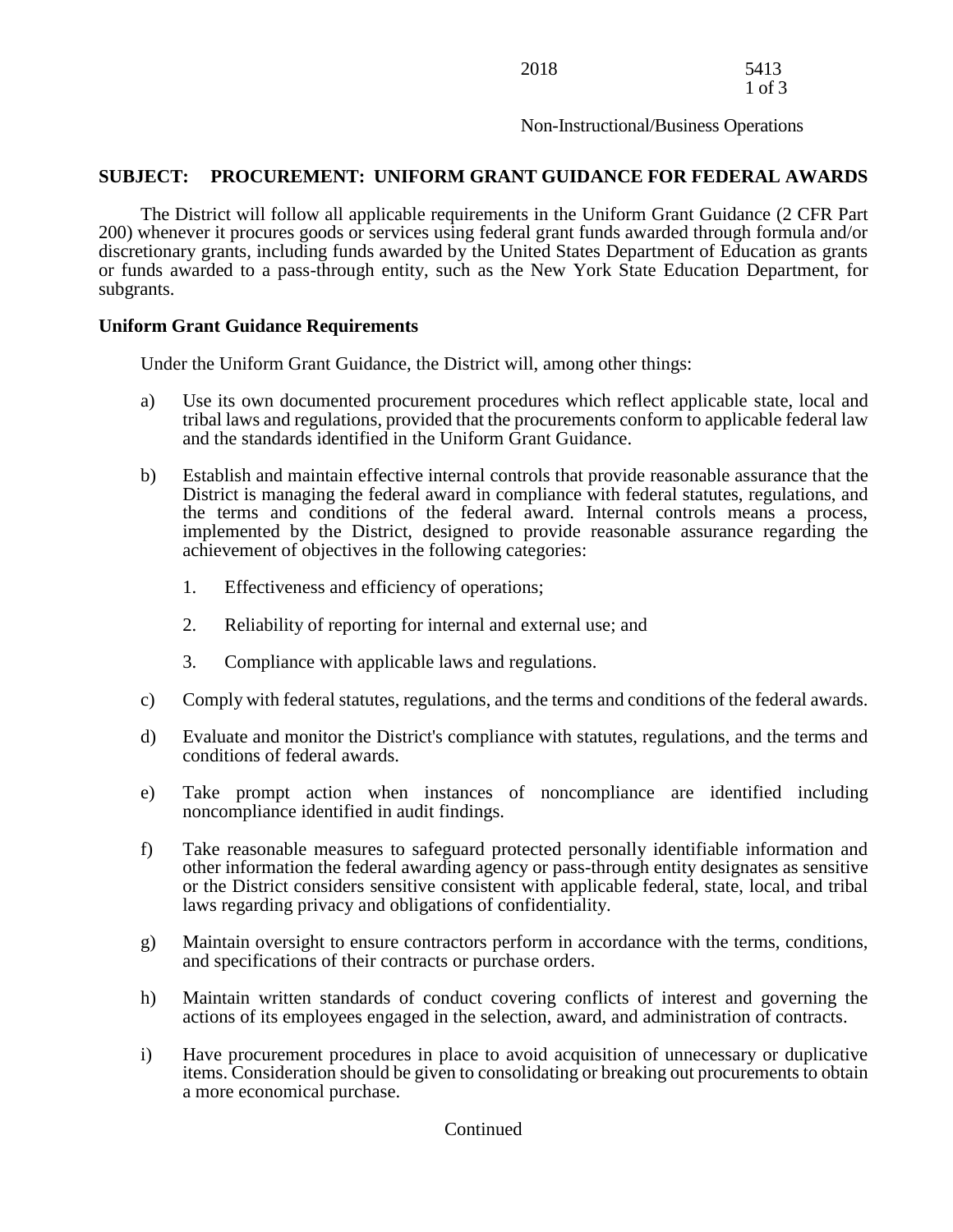Non-Instructional/Business Operations

**SUBJECT: PROCUREMENT: UNIFORM GRANT GUIDANCE FOR FEDERAL AWARDS**

The District will follow all applicable requirements in the Uniform Grant Guidance (2 CFR Part 200) whenever it procures goods or services using federal grant funds awarded through formula and/or discretionary grants, including funds awarded by the United States Department of Education as grants or funds awarded to a pass-through entity, such as the New York State Education Department, for subgrants.

**Uniform Grant Guidance Requirements**

Under the Uniform Grant Guidance, the District will, among other things:

a) Use its own documented procurement procedures which reflect applicable state, local and tribal laws and regulations, provided that the procurements conform to applicable federal law and the standards identified in the Uniform Grant Guidance.

b) Establish and maintain effective internal controls that provide reasonable assurance that the District is managing the federal award in compliance with federal statutes, regulations, and the terms and conditions of the federal award. Internal controls means a process, implemented by the District, designed to provide reasonable assurance regarding the achievement of objectives in the following categories:

   1. Effectiveness and efficiency of operations;

   2. Reliability of reporting for internal and external use; and

   3. Compliance with applicable laws and regulations.

c) Comply with federal statutes, regulations, and the terms and conditions of the federal awards.

d) Evaluate and monitor the District's compliance with statutes, regulations, and the terms and conditions of federal awards.

e) Take prompt action when instances of noncompliance are identified including noncompliance identified in audit findings.

f) Take reasonable measures to safeguard protected personally identifiable information and other information the federal awarding agency or pass-through entity designates as sensitive or the District considers sensitive consistent with applicable federal, state, local, and tribal laws regarding privacy and obligations of confidentiality.

g) Maintain oversight to ensure contractors perform in accordance with the terms, conditions, and specifications of their contracts or purchase orders.

h) Maintain written standards of conduct covering conflicts of interest and governing the actions of its employees engaged in the selection, award, and administration of contracts.

i) Have procurement procedures in place to avoid acquisition of unnecessary or duplicative items. Consideration should be given to consolidating or breaking out procurements to obtain a more economical purchase.

Continued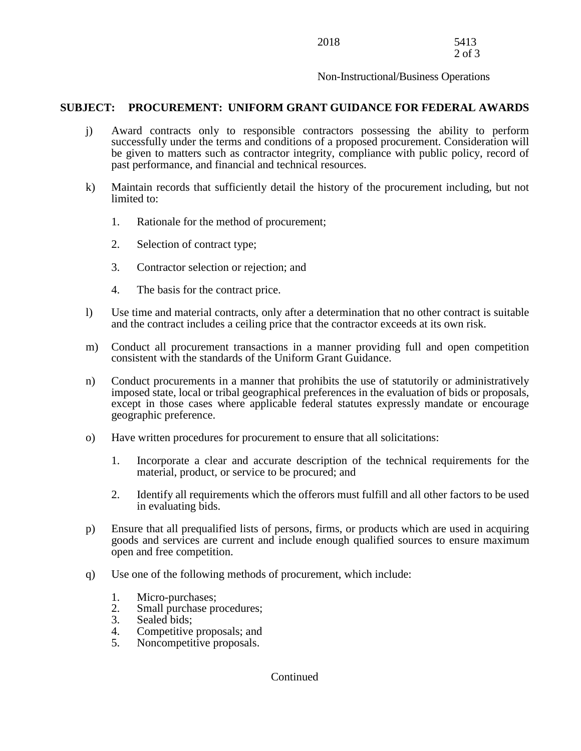## SUBJECT: PROCUREMENT: UNIFORM GRANT GUIDANCE FOR FEDERAL AWARDS

j) Award contracts only to responsible contractors possessing the ability to perform successfully under the terms and conditions of a proposed procurement. Consideration will be given to matters such as contractor integrity, compliance with public policy, record of past performance, and financial and technical resources.

k) Maintain records that sufficiently detail the history of the procurement including, but not limited to:

1. Rationale for the method of procurement;
2. Selection of contract type;
3. Contractor selection or rejection; and
4. The basis for the contract price.

l) Use time and material contracts, only after a determination that no other contract is suitable and the contract includes a ceiling price that the contractor exceeds at its own risk.

m) Conduct all procurement transactions in a manner providing full and open competition consistent with the standards of the Uniform Grant Guidance.

n) Conduct procurements in a manner that prohibits the use of statutorily or administratively imposed state, local or tribal geographical preferences in the evaluation of bids or proposals, except in those cases where applicable federal statutes expressly mandate or encourage geographic preference.

o) Have written procedures for procurement to ensure that all solicitations:

1. Incorporate a clear and accurate description of the technical requirements for the material, product, or service to be procured; and
2. Identify all requirements which the offerors must fulfill and all other factors to be used in evaluating bids.

p) Ensure that all prequalified lists of persons, firms, or products which are used in acquiring goods and services are current and include enough qualified sources to ensure maximum open and free competition.

q) Use one of the following methods of procurement, which include:

1. Micro-purchases;
2. Small purchase procedures;
3. Sealed bids;
4. Competitive proposals; and
5. Noncompetitive proposals.

Continued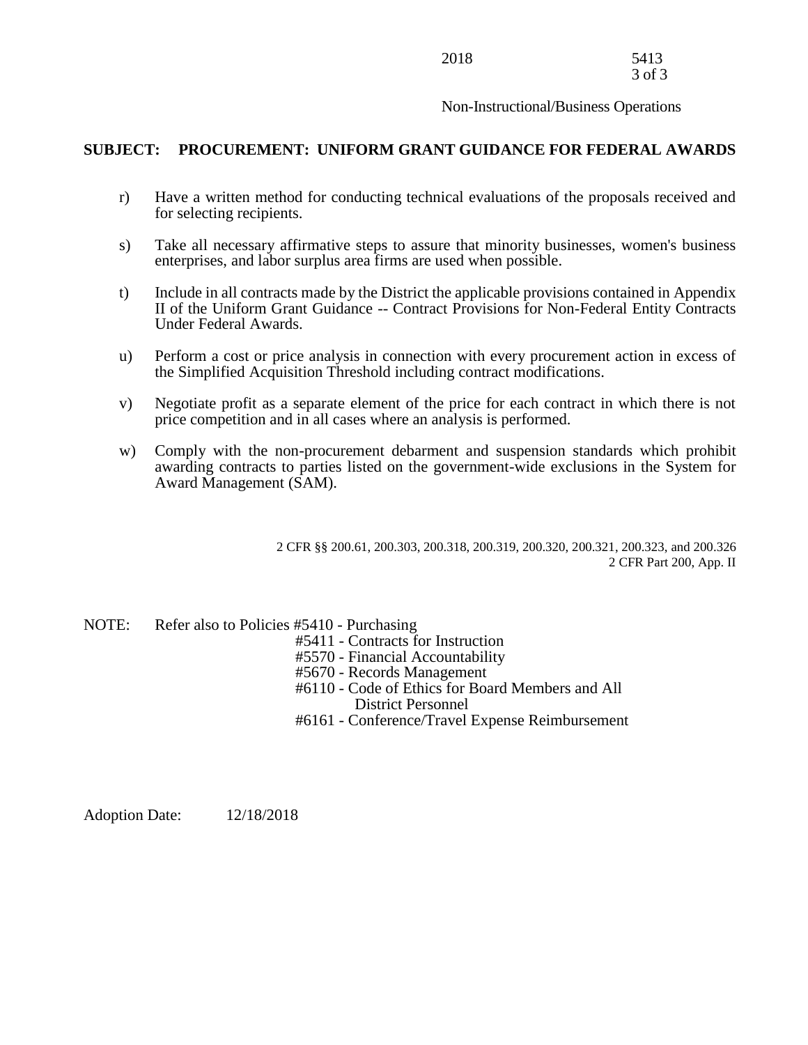**SUBJECT: PROCUREMENT: UNIFORM GRANT GUIDANCE FOR FEDERAL AWARDS**

r) Have a written method for conducting technical evaluations of the proposals received and for selecting recipients.

s) Take all necessary affirmative steps to assure that minority businesses, women's business enterprises, and labor surplus area firms are used when possible.

t) Include in all contracts made by the District the applicable provisions contained in Appendix II of the Uniform Grant Guidance -- Contract Provisions for Non-Federal Entity Contracts Under Federal Awards.

u) Perform a cost or price analysis in connection with every procurement action in excess of the Simplified Acquisition Threshold including contract modifications.

v) Negotiate profit as a separate element of the price for each contract in which there is not price competition and in all cases where an analysis is performed.

w) Comply with the non-procurement debarment and suspension standards which prohibit awarding contracts to parties listed on the government-wide exclusions in the System for Award Management (SAM).

2 CFR §§ 200.61, 200.303, 200.318, 200.319, 200.320, 200.321, 200.323, and 200.326
2 CFR Part 200, App. II

NOTE: Refer also to Policies #5410 - Purchasing
#5411 - Contracts for Instruction
#5570 - Financial Accountability
#5670 - Records Management
#6110 - Code of Ethics for Board Members and All District Personnel
#6161 - Conference/Travel Expense Reimbursement

Adoption Date: 12/18/2018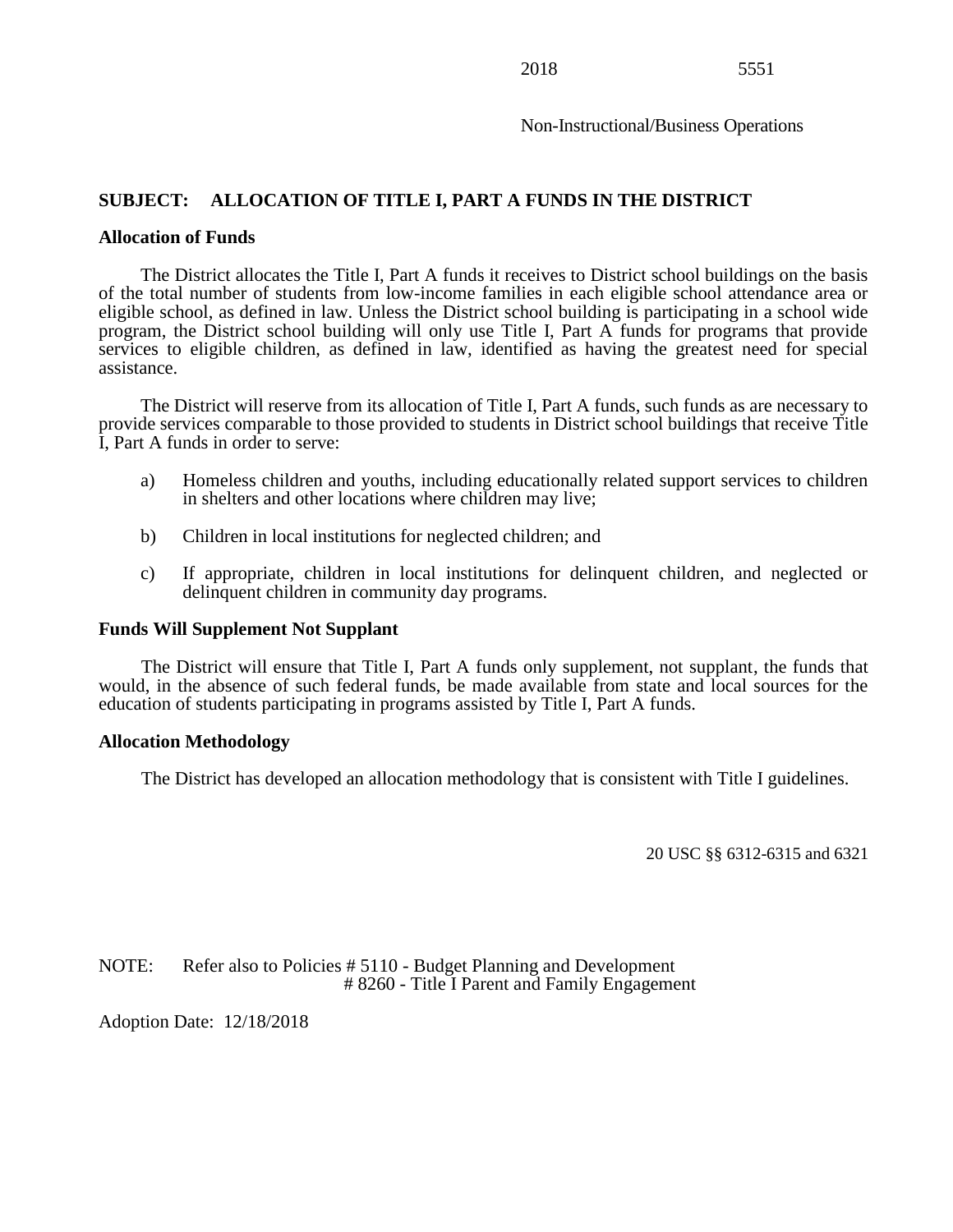2018 5551

Non-Instructional/Business Operations

**SUBJECT: ALLOCATION OF TITLE I, PART A FUNDS IN THE DISTRICT**

**Allocation of Funds**

The District allocates the Title I, Part A funds it receives to District school buildings on the basis of the total number of students from low-income families in each eligible school attendance area or eligible school, as defined in law. Unless the District school building is participating in a school wide program, the District school building will only use Title I, Part A funds for programs that provide services to eligible children, as defined in law, identified as having the greatest need for special assistance.

The District will reserve from its allocation of Title I, Part A funds, such funds as are necessary to provide services comparable to those provided to students in District school buildings that receive Title I, Part A funds in order to serve:

a) Homeless children and youths, including educationally related support services to children in shelters and other locations where children may live;

b) Children in local institutions for neglected children; and

c) If appropriate, children in local institutions for delinquent children, and neglected or delinquent children in community day programs.

**Funds Will Supplement Not Supplant**

The District will ensure that Title I, Part A funds only supplement, not supplant, the funds that would, in the absence of such federal funds, be made available from state and local sources for the education of students participating in programs assisted by Title I, Part A funds.

**Allocation Methodology**

The District has developed an allocation methodology that is consistent with Title I guidelines.

20 USC §§ 6312-6315 and 6321

NOTE: Refer also to Policies # 5110 - Budget Planning and Development
# 8260 - Title I Parent and Family Engagement

Adoption Date: 12/18/2018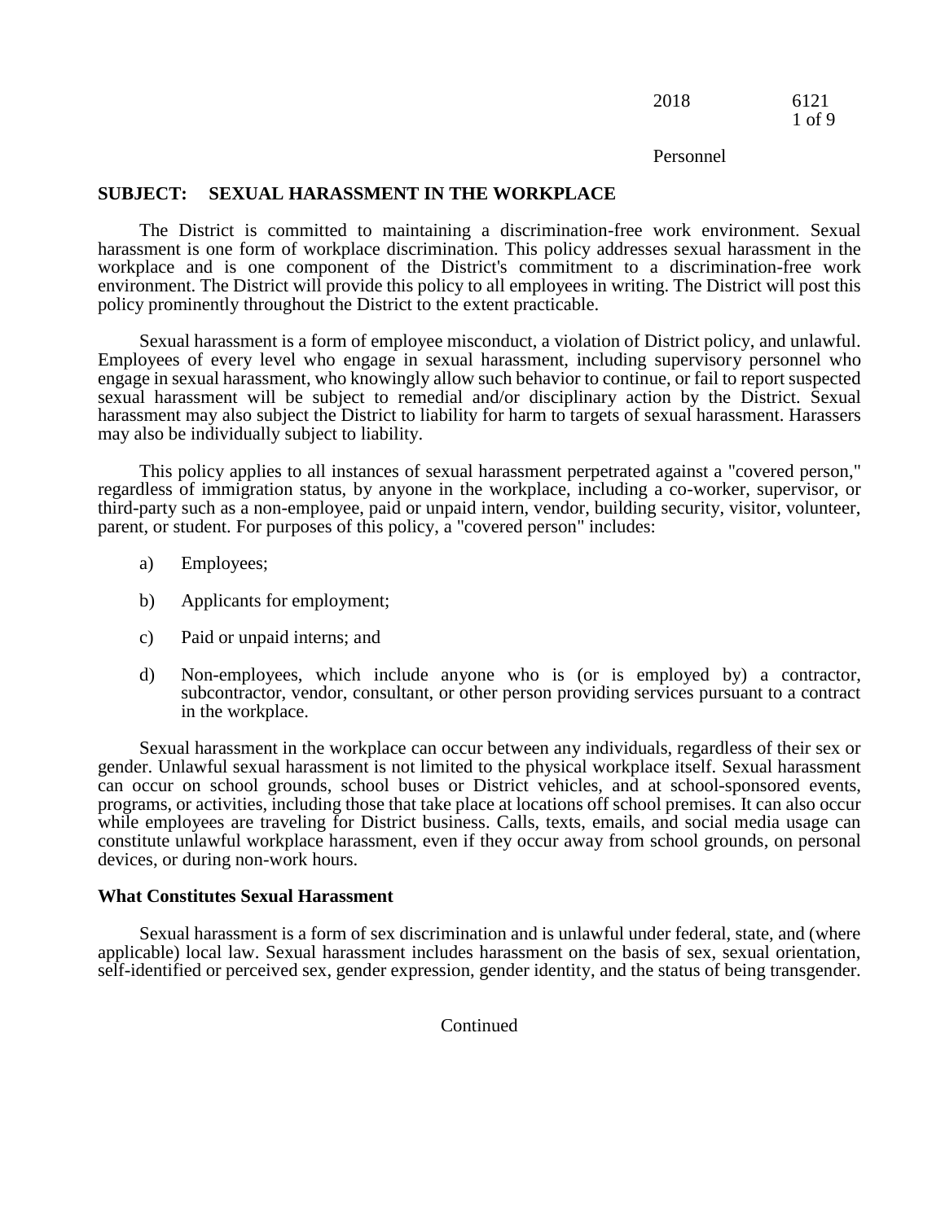Personnel

## SUBJECT: SEXUAL HARASSMENT IN THE WORKPLACE

The District is committed to maintaining a discrimination-free work environment. Sexual harassment is one form of workplace discrimination. This policy addresses sexual harassment in the workplace and is one component of the District's commitment to a discrimination-free work environment. The District will provide this policy to all employees in writing. The District will post this policy prominently throughout the District to the extent practicable.

Sexual harassment is a form of employee misconduct, a violation of District policy, and unlawful. Employees of every level who engage in sexual harassment, including supervisory personnel who engage in sexual harassment, who knowingly allow such behavior to continue, or fail to report suspected sexual harassment will be subject to remedial and/or disciplinary action by the District. Sexual harassment may also subject the District to liability for harm to targets of sexual harassment. Harassers may also be individually subject to liability.

This policy applies to all instances of sexual harassment perpetrated against a "covered person," regardless of immigration status, by anyone in the workplace, including a co-worker, supervisor, or third-party such as a non-employee, paid or unpaid intern, vendor, building security, visitor, volunteer, parent, or student. For purposes of this policy, a "covered person" includes:

a) Employees;

b) Applicants for employment;

c) Paid or unpaid interns; and

d) Non-employees, which include anyone who is (or is employed by) a contractor, subcontractor, vendor, consultant, or other person providing services pursuant to a contract in the workplace.

Sexual harassment in the workplace can occur between any individuals, regardless of their sex or gender. Unlawful sexual harassment is not limited to the physical workplace itself. Sexual harassment can occur on school grounds, school buses or District vehicles, and at school-sponsored events, programs, or activities, including those that take place at locations off school premises. It can also occur while employees are traveling for District business. Calls, texts, emails, and social media usage can constitute unlawful workplace harassment, even if they occur away from school grounds, on personal devices, or during non-work hours.

### What Constitutes Sexual Harassment

Sexual harassment is a form of sex discrimination and is unlawful under federal, state, and (where applicable) local law. Sexual harassment includes harassment on the basis of sex, sexual orientation, self-identified or perceived sex, gender expression, gender identity, and the status of being transgender.

Continued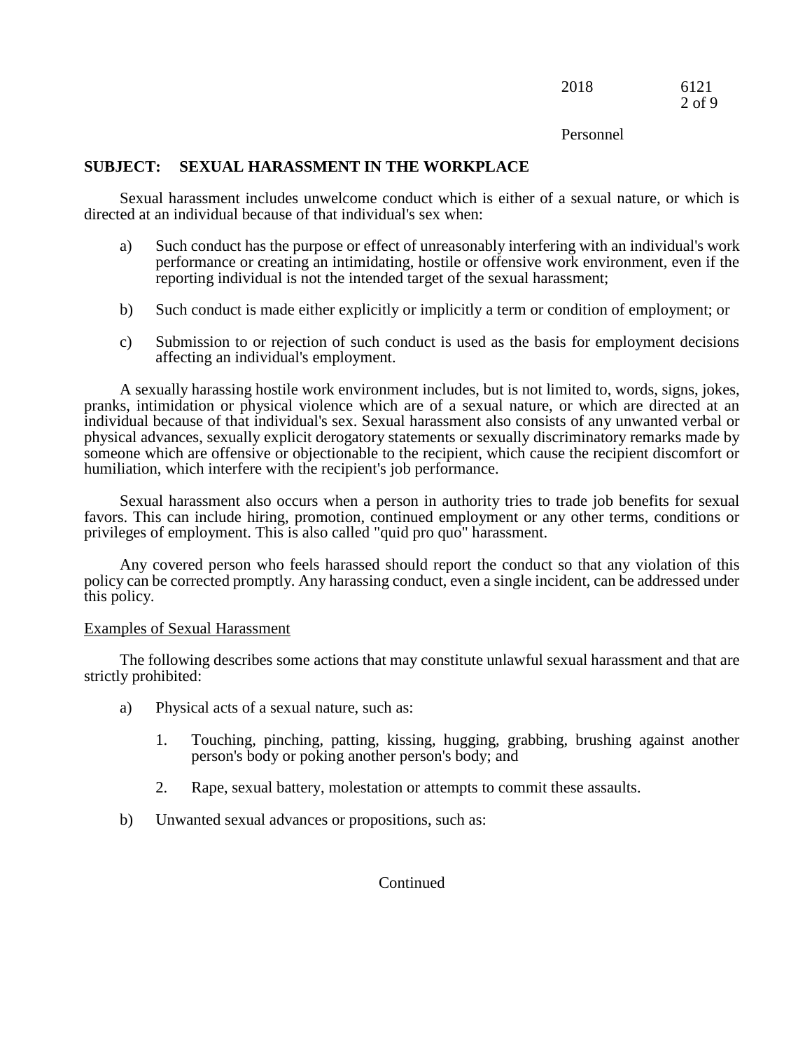## SUBJECT: SEXUAL HARASSMENT IN THE WORKPLACE

Sexual harassment includes unwelcome conduct which is either of a sexual nature, or which is directed at an individual because of that individual's sex when:

a) Such conduct has the purpose or effect of unreasonably interfering with an individual's work performance or creating an intimidating, hostile or offensive work environment, even if the reporting individual is not the intended target of the sexual harassment;

b) Such conduct is made either explicitly or implicitly a term or condition of employment; or

c) Submission to or rejection of such conduct is used as the basis for employment decisions affecting an individual's employment.

A sexually harassing hostile work environment includes, but is not limited to, words, signs, jokes, pranks, intimidation or physical violence which are of a sexual nature, or which are directed at an individual because of that individual's sex. Sexual harassment also consists of any unwanted verbal or physical advances, sexually explicit derogatory statements or sexually discriminatory remarks made by someone which are offensive or objectionable to the recipient, which cause the recipient discomfort or humiliation, which interfere with the recipient's job performance.

Sexual harassment also occurs when a person in authority tries to trade job benefits for sexual favors. This can include hiring, promotion, continued employment or any other terms, conditions or privileges of employment. This is also called "quid pro quo" harassment.

Any covered person who feels harassed should report the conduct so that any violation of this policy can be corrected promptly. Any harassing conduct, even a single incident, can be addressed under this policy.

### Examples of Sexual Harassment

The following describes some actions that may constitute unlawful sexual harassment and that are strictly prohibited:

a) Physical acts of a sexual nature, such as:

1. Touching, pinching, patting, kissing, hugging, grabbing, brushing against another person's body or poking another person's body; and

2. Rape, sexual battery, molestation or attempts to commit these assaults.

b) Unwanted sexual advances or propositions, such as:

Continued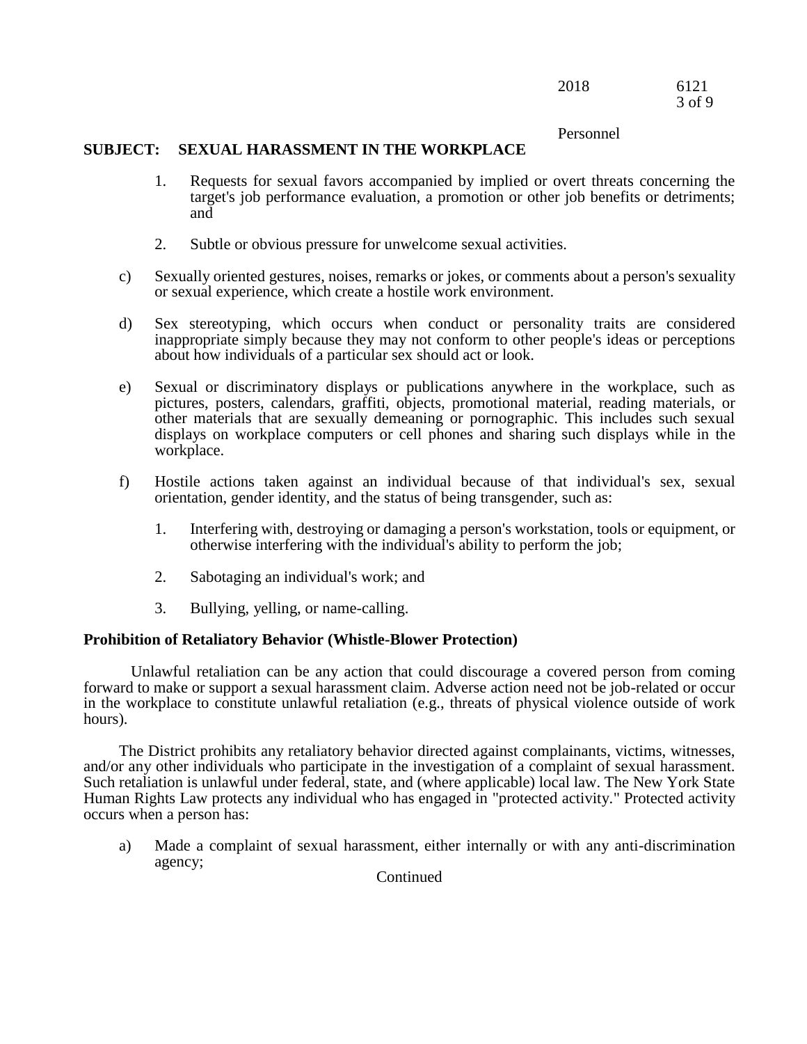**SUBJECT: SEXUAL HARASSMENT IN THE WORKPLACE**

1. Requests for sexual favors accompanied by implied or overt threats concerning the target's job performance evaluation, a promotion or other job benefits or detriments; and

2. Subtle or obvious pressure for unwelcome sexual activities.

c) Sexually oriented gestures, noises, remarks or jokes, or comments about a person's sexuality or sexual experience, which create a hostile work environment.

d) Sex stereotyping, which occurs when conduct or personality traits are considered inappropriate simply because they may not conform to other people's ideas or perceptions about how individuals of a particular sex should act or look.

e) Sexual or discriminatory displays or publications anywhere in the workplace, such as pictures, posters, calendars, graffiti, objects, promotional material, reading materials, or other materials that are sexually demeaning or pornographic. This includes such sexual displays on workplace computers or cell phones and sharing such displays while in the workplace.

f) Hostile actions taken against an individual because of that individual's sex, sexual orientation, gender identity, and the status of being transgender, such as:

   1. Interfering with, destroying or damaging a person's workstation, tools or equipment, or otherwise interfering with the individual's ability to perform the job;

   2. Sabotaging an individual's work; and

   3. Bullying, yelling, or name-calling.

**Prohibition of Retaliatory Behavior (Whistle-Blower Protection)**

Unlawful retaliation can be any action that could discourage a covered person from coming forward to make or support a sexual harassment claim. Adverse action need not be job-related or occur in the workplace to constitute unlawful retaliation (e.g., threats of physical violence outside of work hours).

The District prohibits any retaliatory behavior directed against complainants, victims, witnesses, and/or any other individuals who participate in the investigation of a complaint of sexual harassment. Such retaliation is unlawful under federal, state, and (where applicable) local law. The New York State Human Rights Law protects any individual who has engaged in "protected activity." Protected activity occurs when a person has:

a) Made a complaint of sexual harassment, either internally or with any anti-discrimination agency;

Continued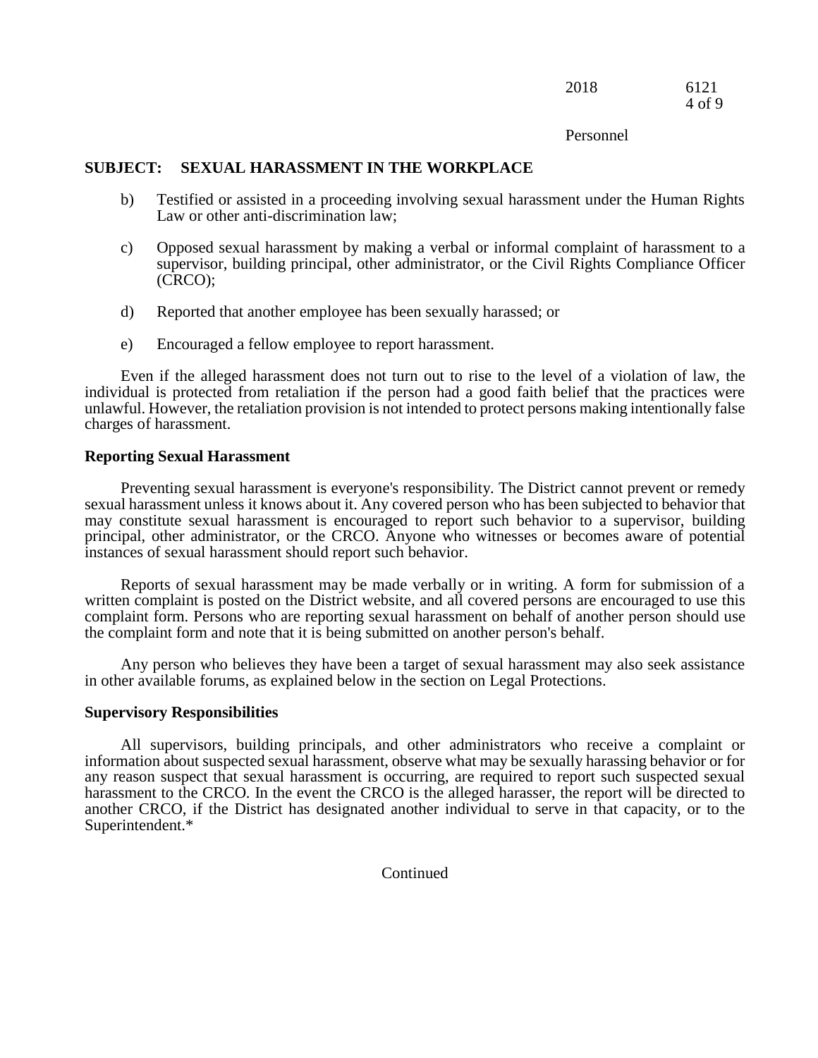**SUBJECT: SEXUAL HARASSMENT IN THE WORKPLACE**

b) Testified or assisted in a proceeding involving sexual harassment under the Human Rights Law or other anti-discrimination law;

c) Opposed sexual harassment by making a verbal or informal complaint of harassment to a supervisor, building principal, other administrator, or the Civil Rights Compliance Officer (CRCO);

d) Reported that another employee has been sexually harassed; or

e) Encouraged a fellow employee to report harassment.

Even if the alleged harassment does not turn out to rise to the level of a violation of law, the individual is protected from retaliation if the person had a good faith belief that the practices were unlawful. However, the retaliation provision is not intended to protect persons making intentionally false charges of harassment.

**Reporting Sexual Harassment**

Preventing sexual harassment is everyone's responsibility. The District cannot prevent or remedy sexual harassment unless it knows about it. Any covered person who has been subjected to behavior that may constitute sexual harassment is encouraged to report such behavior to a supervisor, building principal, other administrator, or the CRCO. Anyone who witnesses or becomes aware of potential instances of sexual harassment should report such behavior.

Reports of sexual harassment may be made verbally or in writing. A form for submission of a written complaint is posted on the District website, and all covered persons are encouraged to use this complaint form. Persons who are reporting sexual harassment on behalf of another person should use the complaint form and note that it is being submitted on another person's behalf.

Any person who believes they have been a target of sexual harassment may also seek assistance in other available forums, as explained below in the section on Legal Protections.

**Supervisory Responsibilities**

All supervisors, building principals, and other administrators who receive a complaint or information about suspected sexual harassment, observe what may be sexually harassing behavior or for any reason suspect that sexual harassment is occurring, are required to report such suspected sexual harassment to the CRCO. In the event the CRCO is the alleged harasser, the report will be directed to another CRCO, if the District has designated another individual to serve in that capacity, or to the Superintendent.*

Continued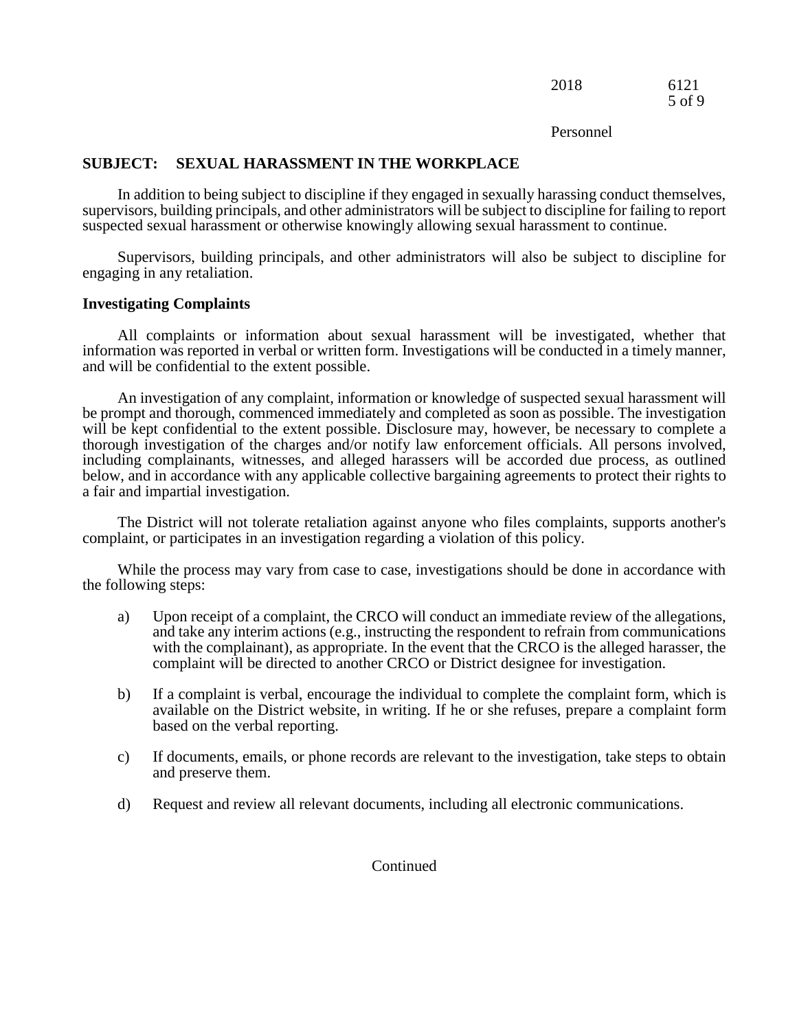**SUBJECT: SEXUAL HARASSMENT IN THE WORKPLACE**

In addition to being subject to discipline if they engaged in sexually harassing conduct themselves, supervisors, building principals, and other administrators will be subject to discipline for failing to report suspected sexual harassment or otherwise knowingly allowing sexual harassment to continue.

Supervisors, building principals, and other administrators will also be subject to discipline for engaging in any retaliation.

**Investigating Complaints**

All complaints or information about sexual harassment will be investigated, whether that information was reported in verbal or written form. Investigations will be conducted in a timely manner, and will be confidential to the extent possible.

An investigation of any complaint, information or knowledge of suspected sexual harassment will be prompt and thorough, commenced immediately and completed as soon as possible. The investigation will be kept confidential to the extent possible. Disclosure may, however, be necessary to complete a thorough investigation of the charges and/or notify law enforcement officials. All persons involved, including complainants, witnesses, and alleged harassers will be accorded due process, as outlined below, and in accordance with any applicable collective bargaining agreements to protect their rights to a fair and impartial investigation.

The District will not tolerate retaliation against anyone who files complaints, supports another's complaint, or participates in an investigation regarding a violation of this policy.

While the process may vary from case to case, investigations should be done in accordance with the following steps:

a) Upon receipt of a complaint, the CRCO will conduct an immediate review of the allegations, and take any interim actions (e.g., instructing the respondent to refrain from communications with the complainant), as appropriate. In the event that the CRCO is the alleged harasser, the complaint will be directed to another CRCO or District designee for investigation.

b) If a complaint is verbal, encourage the individual to complete the complaint form, which is available on the District website, in writing. If he or she refuses, prepare a complaint form based on the verbal reporting.

c) If documents, emails, or phone records are relevant to the investigation, take steps to obtain and preserve them.

d) Request and review all relevant documents, including all electronic communications.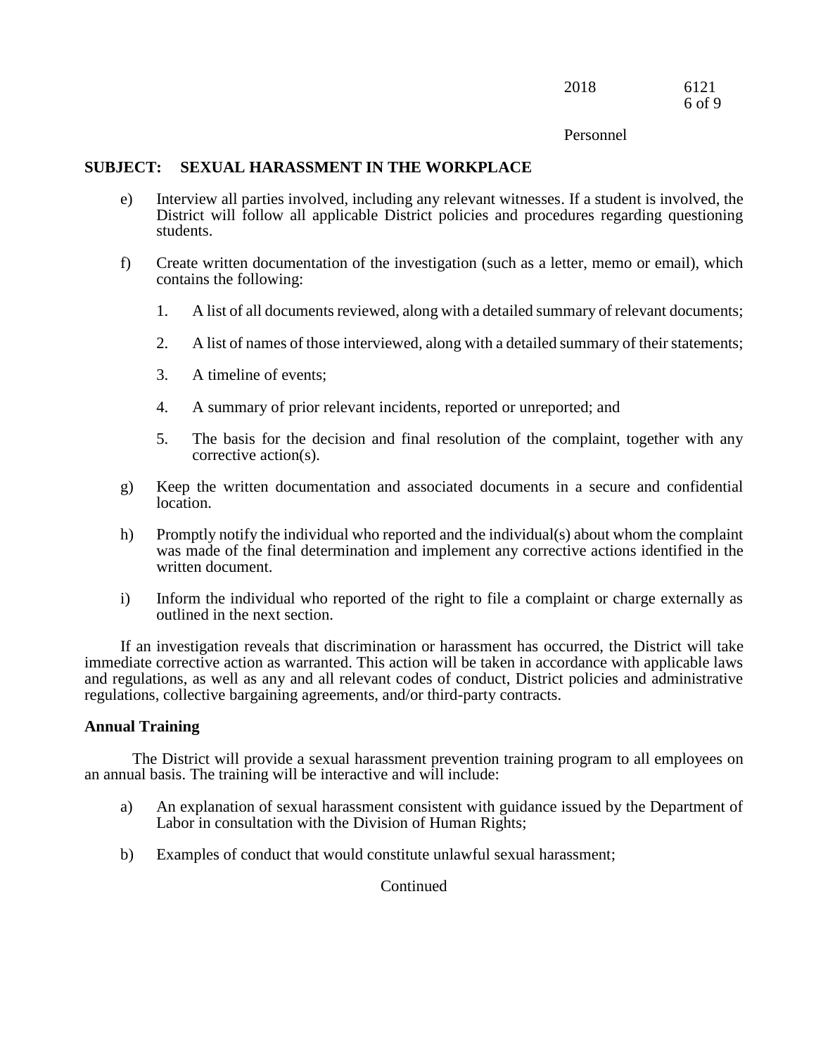**SUBJECT: SEXUAL HARASSMENT IN THE WORKPLACE**

e) Interview all parties involved, including any relevant witnesses. If a student is involved, the District will follow all applicable District policies and procedures regarding questioning students.

f) Create written documentation of the investigation (such as a letter, memo or email), which contains the following:

1. A list of all documents reviewed, along with a detailed summary of relevant documents;
2. A list of names of those interviewed, along with a detailed summary of their statements;
3. A timeline of events;
4. A summary of prior relevant incidents, reported or unreported; and
5. The basis for the decision and final resolution of the complaint, together with any corrective action(s).

g) Keep the written documentation and associated documents in a secure and confidential location.

h) Promptly notify the individual who reported and the individual(s) about whom the complaint was made of the final determination and implement any corrective actions identified in the written document.

i) Inform the individual who reported of the right to file a complaint or charge externally as outlined in the next section.

If an investigation reveals that discrimination or harassment has occurred, the District will take immediate corrective action as warranted. This action will be taken in accordance with applicable laws and regulations, as well as any and all relevant codes of conduct, District policies and administrative regulations, collective bargaining agreements, and/or third-party contracts.

**Annual Training**

The District will provide a sexual harassment prevention training program to all employees on an annual basis. The training will be interactive and will include:

a) An explanation of sexual harassment consistent with guidance issued by the Department of Labor in consultation with the Division of Human Rights;

b) Examples of conduct that would constitute unlawful sexual harassment;

Continued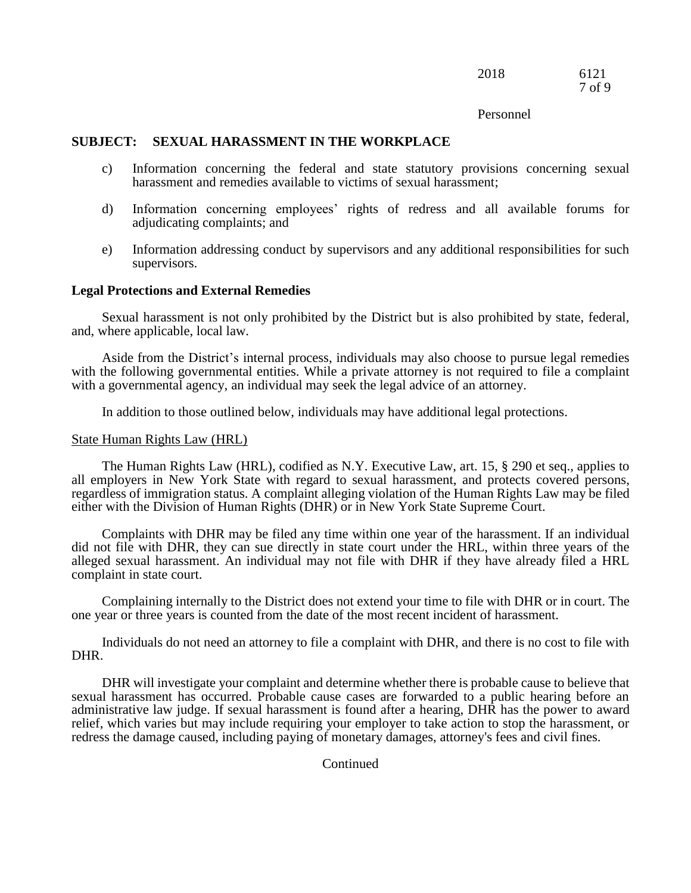**SUBJECT: SEXUAL HARASSMENT IN THE WORKPLACE**

c) Information concerning the federal and state statutory provisions concerning sexual harassment and remedies available to victims of sexual harassment;

d) Information concerning employees' rights of redress and all available forums for adjudicating complaints; and

e) Information addressing conduct by supervisors and any additional responsibilities for such supervisors.

**Legal Protections and External Remedies**

Sexual harassment is not only prohibited by the District but is also prohibited by state, federal, and, where applicable, local law.

Aside from the District's internal process, individuals may also choose to pursue legal remedies with the following governmental entities. While a private attorney is not required to file a complaint with a governmental agency, an individual may seek the legal advice of an attorney.

In addition to those outlined below, individuals may have additional legal protections.

State Human Rights Law (HRL)

The Human Rights Law (HRL), codified as N.Y. Executive Law, art. 15, § 290 et seq., applies to all employers in New York State with regard to sexual harassment, and protects covered persons, regardless of immigration status. A complaint alleging violation of the Human Rights Law may be filed either with the Division of Human Rights (DHR) or in New York State Supreme Court.

Complaints with DHR may be filed any time within one year of the harassment. If an individual did not file with DHR, they can sue directly in state court under the HRL, within three years of the alleged sexual harassment. An individual may not file with DHR if they have already filed a HRL complaint in state court.

Complaining internally to the District does not extend your time to file with DHR or in court. The one year or three years is counted from the date of the most recent incident of harassment.

Individuals do not need an attorney to file a complaint with DHR, and there is no cost to file with DHR.

DHR will investigate your complaint and determine whether there is probable cause to believe that sexual harassment has occurred. Probable cause cases are forwarded to a public hearing before an administrative law judge. If sexual harassment is found after a hearing, DHR has the power to award relief, which varies but may include requiring your employer to take action to stop the harassment, or redress the damage caused, including paying of monetary damages, attorney's fees and civil fines.

Continued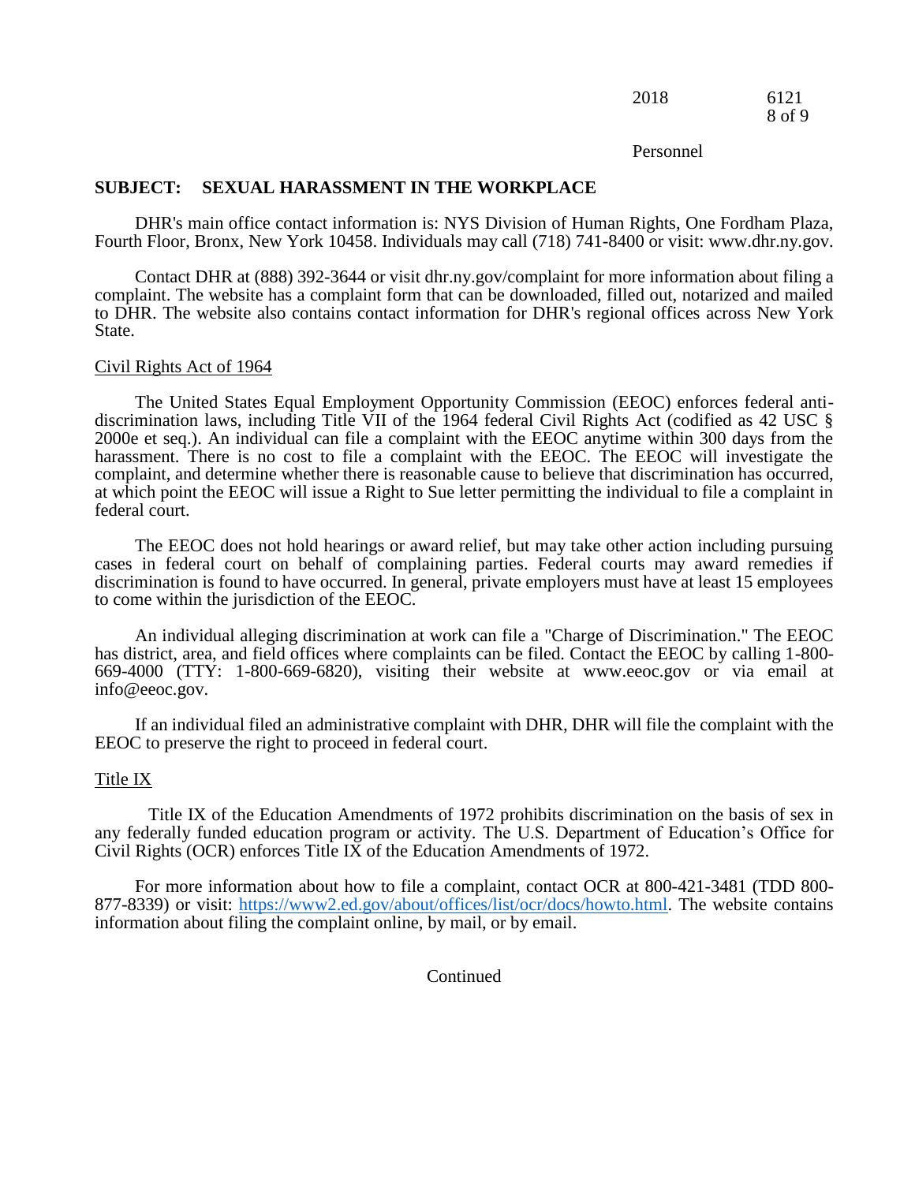**SUBJECT: SEXUAL HARASSMENT IN THE WORKPLACE**

DHR's main office contact information is: NYS Division of Human Rights, One Fordham Plaza, Fourth Floor, Bronx, New York 10458. Individuals may call (718) 741-8400 or visit: www.dhr.ny.gov.

Contact DHR at (888) 392-3644 or visit dhr.ny.gov/complaint for more information about filing a complaint. The website has a complaint form that can be downloaded, filled out, notarized and mailed to DHR. The website also contains contact information for DHR's regional offices across New York State.

Civil Rights Act of 1964

The United States Equal Employment Opportunity Commission (EEOC) enforces federal anti-discrimination laws, including Title VII of the 1964 federal Civil Rights Act (codified as 42 USC § 2000e et seq.). An individual can file a complaint with the EEOC anytime within 300 days from the harassment. There is no cost to file a complaint with the EEOC. The EEOC will investigate the complaint, and determine whether there is reasonable cause to believe that discrimination has occurred, at which point the EEOC will issue a Right to Sue letter permitting the individual to file a complaint in federal court.

The EEOC does not hold hearings or award relief, but may take other action including pursuing cases in federal court on behalf of complaining parties. Federal courts may award remedies if discrimination is found to have occurred. In general, private employers must have at least 15 employees to come within the jurisdiction of the EEOC.

An individual alleging discrimination at work can file a "Charge of Discrimination." The EEOC has district, area, and field offices where complaints can be filed. Contact the EEOC by calling 1-800-669-4000 (TTY: 1-800-669-6820), visiting their website at www.eeoc.gov or via email at info@eeoc.gov.

If an individual filed an administrative complaint with DHR, DHR will file the complaint with the EEOC to preserve the right to proceed in federal court.

Title IX

Title IX of the Education Amendments of 1972 prohibits discrimination on the basis of sex in any federally funded education program or activity. The U.S. Department of Education's Office for Civil Rights (OCR) enforces Title IX of the Education Amendments of 1972.

For more information about how to file a complaint, contact OCR at 800-421-3481 (TDD 800-877-8339) or visit: https://www2.ed.gov/about/offices/list/ocr/docs/howto.html. The website contains information about filing the complaint online, by mail, or by email.

Continued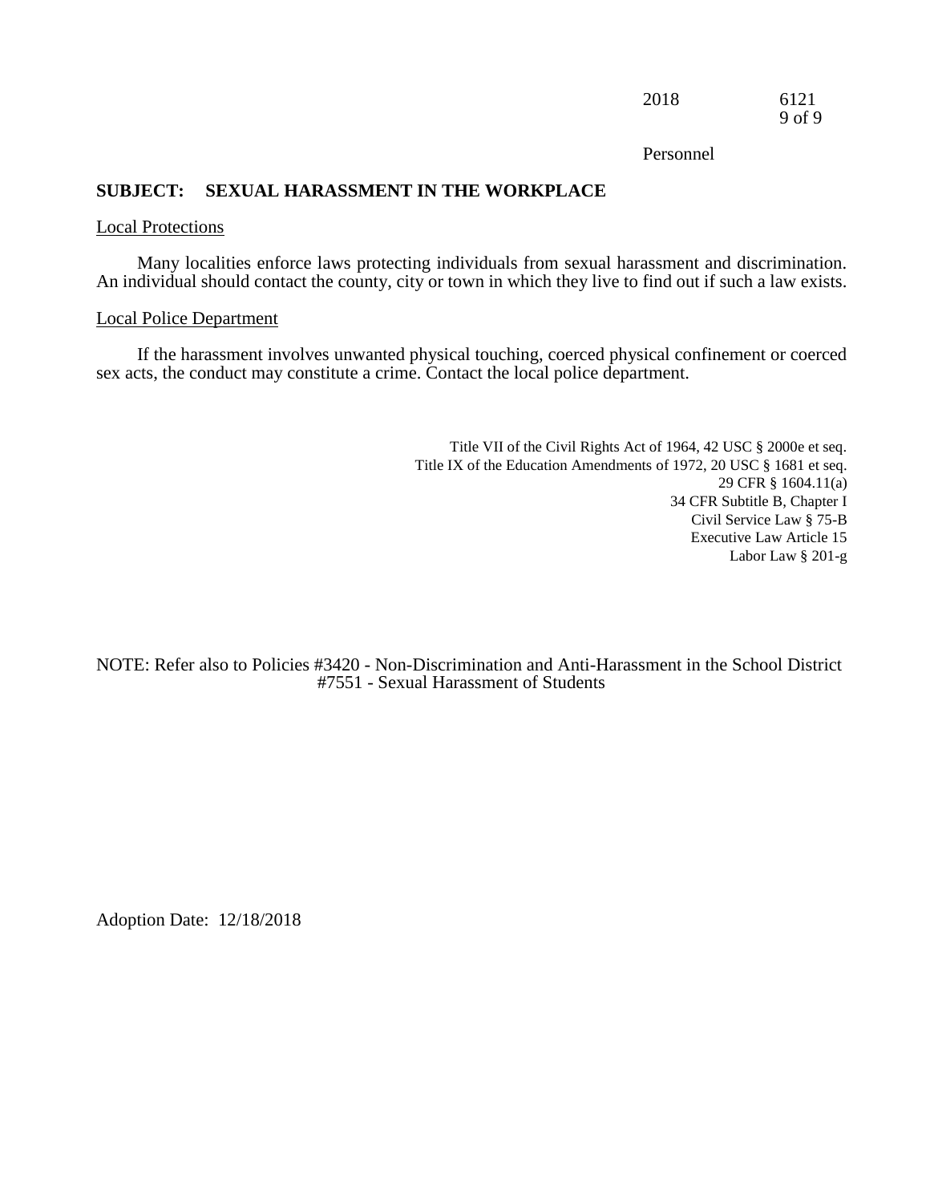## SUBJECT: SEXUAL HARASSMENT IN THE WORKPLACE

Local Protections

Many localities enforce laws protecting individuals from sexual harassment and discrimination. An individual should contact the county, city or town in which they live to find out if such a law exists.

Local Police Department

If the harassment involves unwanted physical touching, coerced physical confinement or coerced sex acts, the conduct may constitute a crime. Contact the local police department.

Title VII of the Civil Rights Act of 1964, 42 USC § 2000e et seq.
Title IX of the Education Amendments of 1972, 20 USC § 1681 et seq.
29 CFR § 1604.11(a)
34 CFR Subtitle B, Chapter I
Civil Service Law § 75-B
Executive Law Article 15
Labor Law § 201-g

NOTE: Refer also to Policies #3420 - Non-Discrimination and Anti-Harassment in the School District
#7551 - Sexual Harassment of Students

Adoption Date: 12/18/2018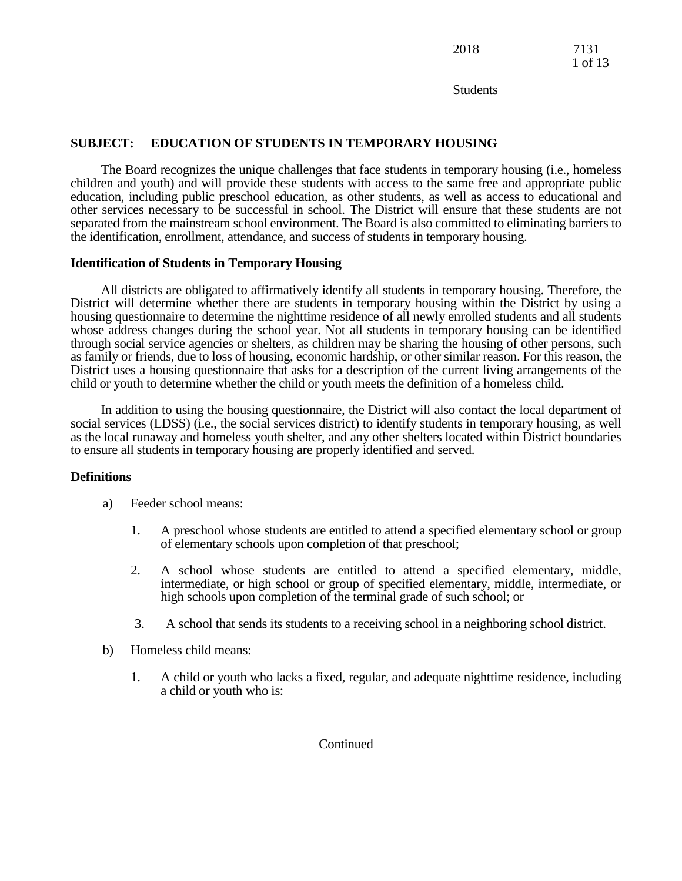## SUBJECT: EDUCATION OF STUDENTS IN TEMPORARY HOUSING

The Board recognizes the unique challenges that face students in temporary housing (i.e., homeless children and youth) and will provide these students with access to the same free and appropriate public education, including public preschool education, as other students, as well as access to educational and other services necessary to be successful in school. The District will ensure that these students are not separated from the mainstream school environment. The Board is also committed to eliminating barriers to the identification, enrollment, attendance, and success of students in temporary housing.

### Identification of Students in Temporary Housing

All districts are obligated to affirmatively identify all students in temporary housing. Therefore, the District will determine whether there are students in temporary housing within the District by using a housing questionnaire to determine the nighttime residence of all newly enrolled students and all students whose address changes during the school year. Not all students in temporary housing can be identified through social service agencies or shelters, as children may be sharing the housing of other persons, such as family or friends, due to loss of housing, economic hardship, or other similar reason. For this reason, the District uses a housing questionnaire that asks for a description of the current living arrangements of the child or youth to determine whether the child or youth meets the definition of a homeless child.

In addition to using the housing questionnaire, the District will also contact the local department of social services (LDSS) (i.e., the social services district) to identify students in temporary housing, as well as the local runaway and homeless youth shelter, and any other shelters located within District boundaries to ensure all students in temporary housing are properly identified and served.

### Definitions

a) Feeder school means:

1. A preschool whose students are entitled to attend a specified elementary school or group of elementary schools upon completion of that preschool;

2. A school whose students are entitled to attend a specified elementary, middle, intermediate, or high school or group of specified elementary, middle, intermediate, or high schools upon completion of the terminal grade of such school; or

3. A school that sends its students to a receiving school in a neighboring school district.

b) Homeless child means:

1. A child or youth who lacks a fixed, regular, and adequate nighttime residence, including a child or youth who is: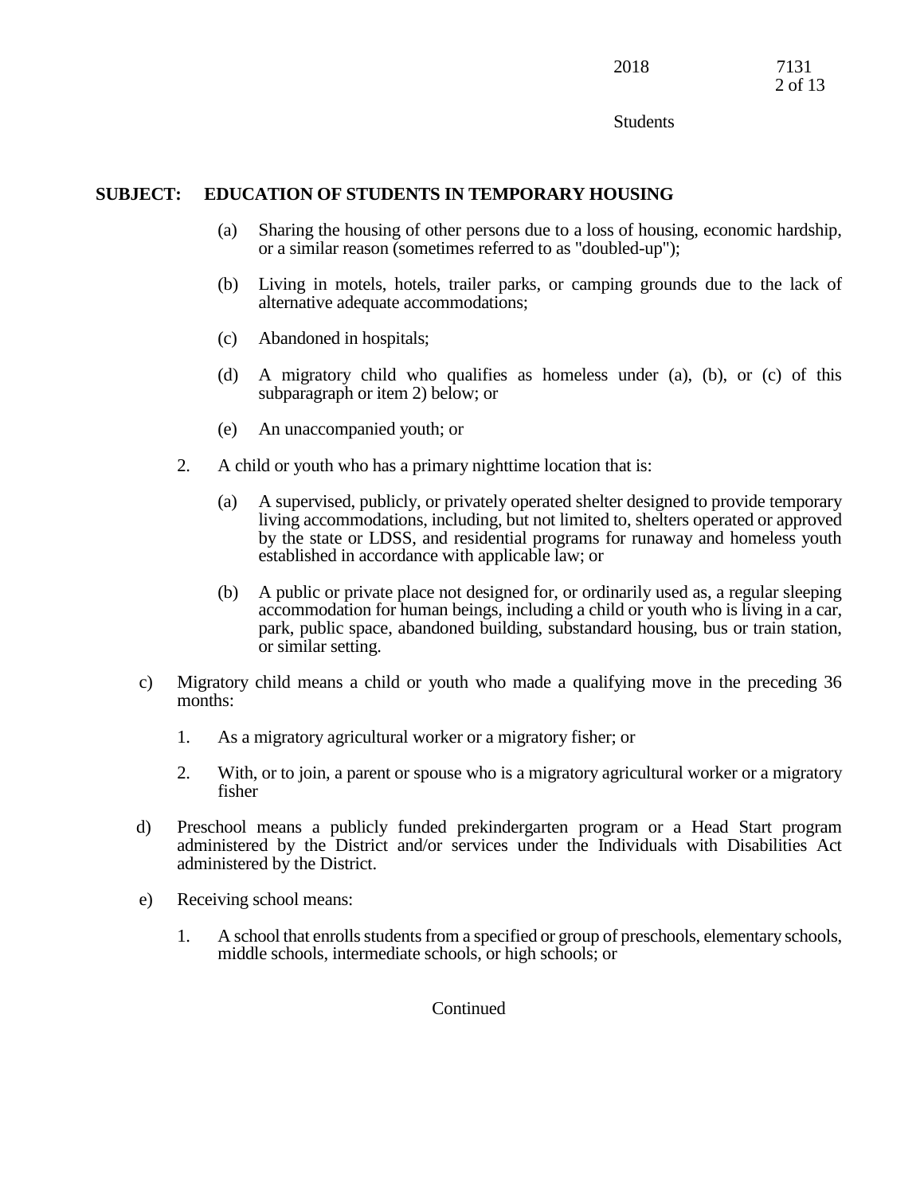**SUBJECT: EDUCATION OF STUDENTS IN TEMPORARY HOUSING**

(a) Sharing the housing of other persons due to a loss of housing, economic hardship, or a similar reason (sometimes referred to as "doubled-up");

(b) Living in motels, hotels, trailer parks, or camping grounds due to the lack of alternative adequate accommodations;

(c) Abandoned in hospitals;

(d) A migratory child who qualifies as homeless under (a), (b), or (c) of this subparagraph or item 2) below; or

(e) An unaccompanied youth; or

2. A child or youth who has a primary nighttime location that is:

   (a) A supervised, publicly, or privately operated shelter designed to provide temporary living accommodations, including, but not limited to, shelters operated or approved by the state or LDSS, and residential programs for runaway and homeless youth established in accordance with applicable law; or

   (b) A public or private place not designed for, or ordinarily used as, a regular sleeping accommodation for human beings, including a child or youth who is living in a car, park, public space, abandoned building, substandard housing, bus or train station, or similar setting.

c) Migratory child means a child or youth who made a qualifying move in the preceding 36 months:

   1. As a migratory agricultural worker or a migratory fisher; or

   2. With, or to join, a parent or spouse who is a migratory agricultural worker or a migratory fisher

d) Preschool means a publicly funded prekindergarten program or a Head Start program administered by the District and/or services under the Individuals with Disabilities Act administered by the District.

e) Receiving school means:

   1. A school that enrolls students from a specified or group of preschools, elementary schools, middle schools, intermediate schools, or high schools; or

Continued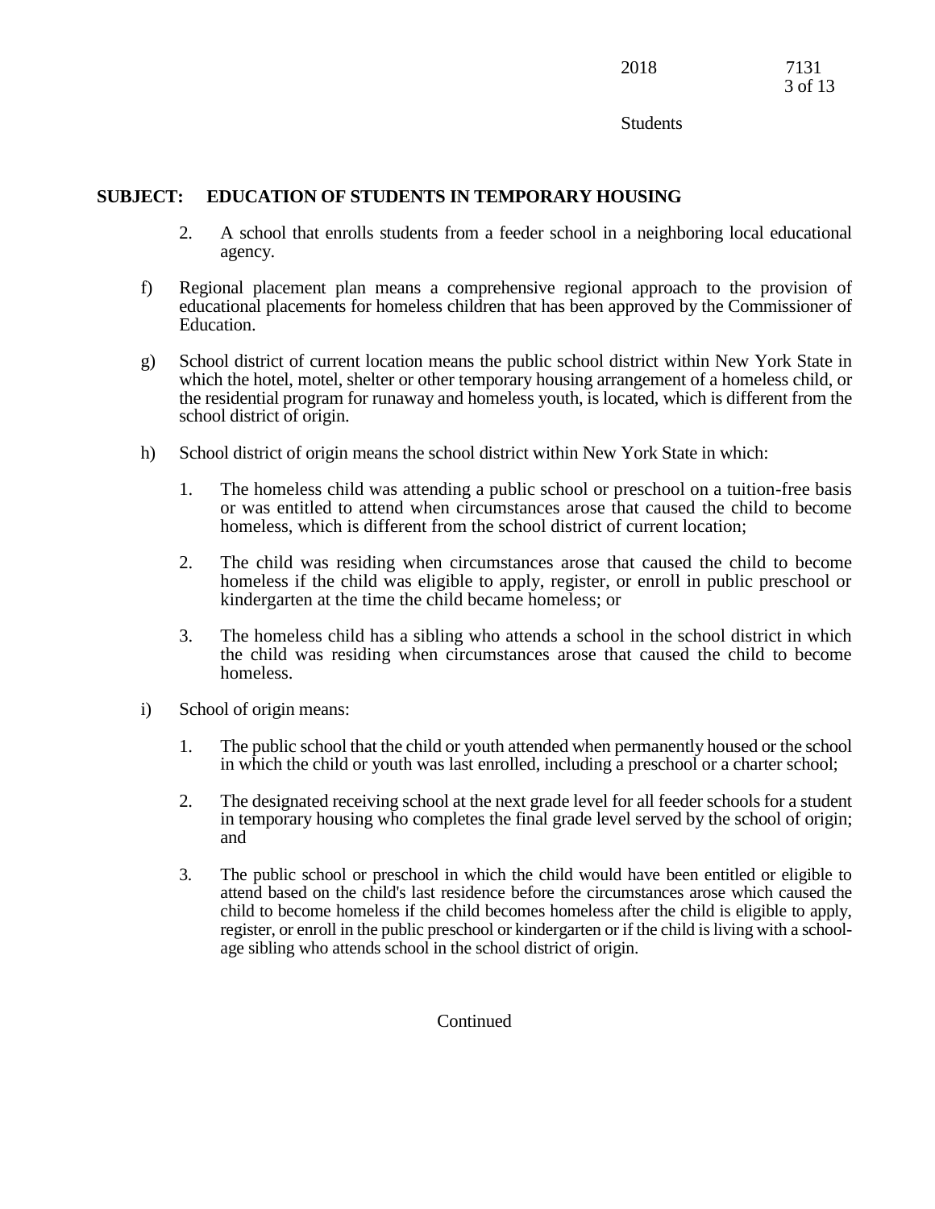**SUBJECT: EDUCATION OF STUDENTS IN TEMPORARY HOUSING**

2. A school that enrolls students from a feeder school in a neighboring local educational agency.

f) Regional placement plan means a comprehensive regional approach to the provision of educational placements for homeless children that has been approved by the Commissioner of Education.

g) School district of current location means the public school district within New York State in which the hotel, motel, shelter or other temporary housing arrangement of a homeless child, or the residential program for runaway and homeless youth, is located, which is different from the school district of origin.

h) School district of origin means the school district within New York State in which:

1. The homeless child was attending a public school or preschool on a tuition-free basis or was entitled to attend when circumstances arose that caused the child to become homeless, which is different from the school district of current location;

2. The child was residing when circumstances arose that caused the child to become homeless if the child was eligible to apply, register, or enroll in public preschool or kindergarten at the time the child became homeless; or

3. The homeless child has a sibling who attends a school in the school district in which the child was residing when circumstances arose that caused the child to become homeless.

i) School of origin means:

1. The public school that the child or youth attended when permanently housed or the school in which the child or youth was last enrolled, including a preschool or a charter school;

2. The designated receiving school at the next grade level for all feeder schools for a student in temporary housing who completes the final grade level served by the school of origin; and

3. The public school or preschool in which the child would have been entitled or eligible to attend based on the child's last residence before the circumstances arose which caused the child to become homeless if the child becomes homeless after the child is eligible to apply, register, or enroll in the public preschool or kindergarten or if the child is living with a school-age sibling who attends school in the school district of origin.

Continued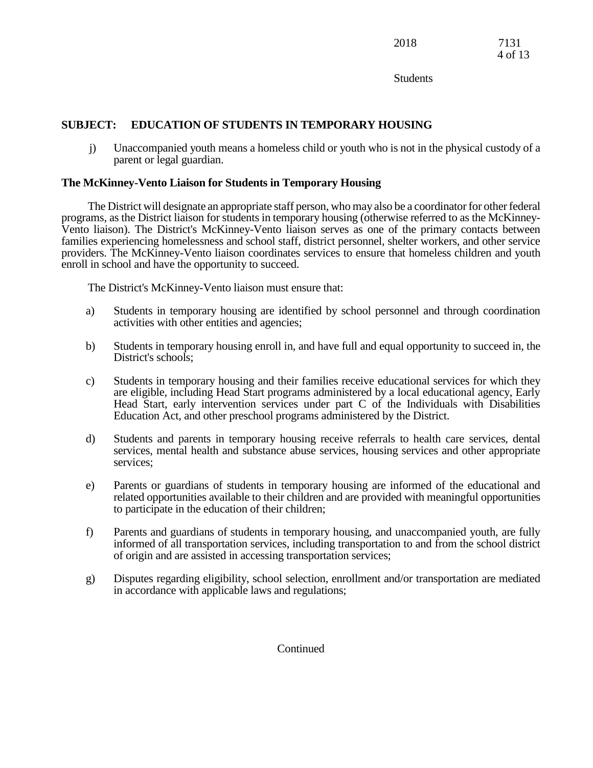## SUBJECT: EDUCATION OF STUDENTS IN TEMPORARY HOUSING

j) Unaccompanied youth means a homeless child or youth who is not in the physical custody of a parent or legal guardian.

### The McKinney-Vento Liaison for Students in Temporary Housing

The District will designate an appropriate staff person, who may also be a coordinator for other federal programs, as the District liaison for students in temporary housing (otherwise referred to as the McKinney-Vento liaison). The District's McKinney-Vento liaison serves as one of the primary contacts between families experiencing homelessness and school staff, district personnel, shelter workers, and other service providers. The McKinney-Vento liaison coordinates services to ensure that homeless children and youth enroll in school and have the opportunity to succeed.

The District's McKinney-Vento liaison must ensure that:

a) Students in temporary housing are identified by school personnel and through coordination activities with other entities and agencies;

b) Students in temporary housing enroll in, and have full and equal opportunity to succeed in, the District's schools;

c) Students in temporary housing and their families receive educational services for which they are eligible, including Head Start programs administered by a local educational agency, Early Head Start, early intervention services under part C of the Individuals with Disabilities Education Act, and other preschool programs administered by the District.

d) Students and parents in temporary housing receive referrals to health care services, dental services, mental health and substance abuse services, housing services and other appropriate services;

e) Parents or guardians of students in temporary housing are informed of the educational and related opportunities available to their children and are provided with meaningful opportunities to participate in the education of their children;

f) Parents and guardians of students in temporary housing, and unaccompanied youth, are fully informed of all transportation services, including transportation to and from the school district of origin and are assisted in accessing transportation services;

g) Disputes regarding eligibility, school selection, enrollment and/or transportation are mediated in accordance with applicable laws and regulations;

Continued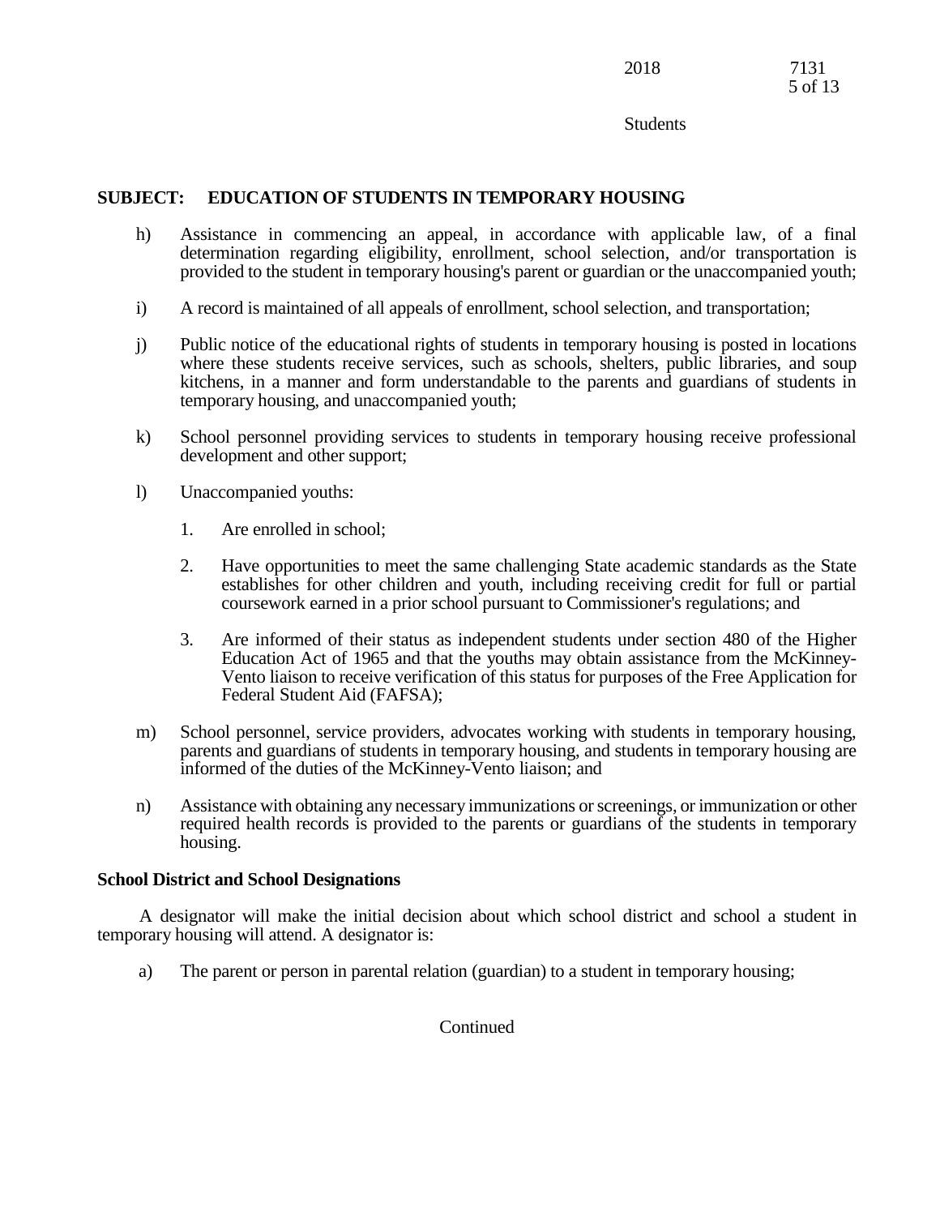**SUBJECT: EDUCATION OF STUDENTS IN TEMPORARY HOUSING**

h) Assistance in commencing an appeal, in accordance with applicable law, of a final determination regarding eligibility, enrollment, school selection, and/or transportation is provided to the student in temporary housing's parent or guardian or the unaccompanied youth;

i) A record is maintained of all appeals of enrollment, school selection, and transportation;

j) Public notice of the educational rights of students in temporary housing is posted in locations where these students receive services, such as schools, shelters, public libraries, and soup kitchens, in a manner and form understandable to the parents and guardians of students in temporary housing, and unaccompanied youth;

k) School personnel providing services to students in temporary housing receive professional development and other support;

l) Unaccompanied youths:

1. Are enrolled in school;

2. Have opportunities to meet the same challenging State academic standards as the State establishes for other children and youth, including receiving credit for full or partial coursework earned in a prior school pursuant to Commissioner's regulations; and

3. Are informed of their status as independent students under section 480 of the Higher Education Act of 1965 and that the youths may obtain assistance from the McKinney-Vento liaison to receive verification of this status for purposes of the Free Application for Federal Student Aid (FAFSA);

m) School personnel, service providers, advocates working with students in temporary housing, parents and guardians of students in temporary housing, and students in temporary housing are informed of the duties of the McKinney-Vento liaison; and

n) Assistance with obtaining any necessary immunizations or screenings, or immunization or other required health records is provided to the parents or guardians of the students in temporary housing.

**School District and School Designations**

A designator will make the initial decision about which school district and school a student in temporary housing will attend. A designator is:

a) The parent or person in parental relation (guardian) to a student in temporary housing;

Continued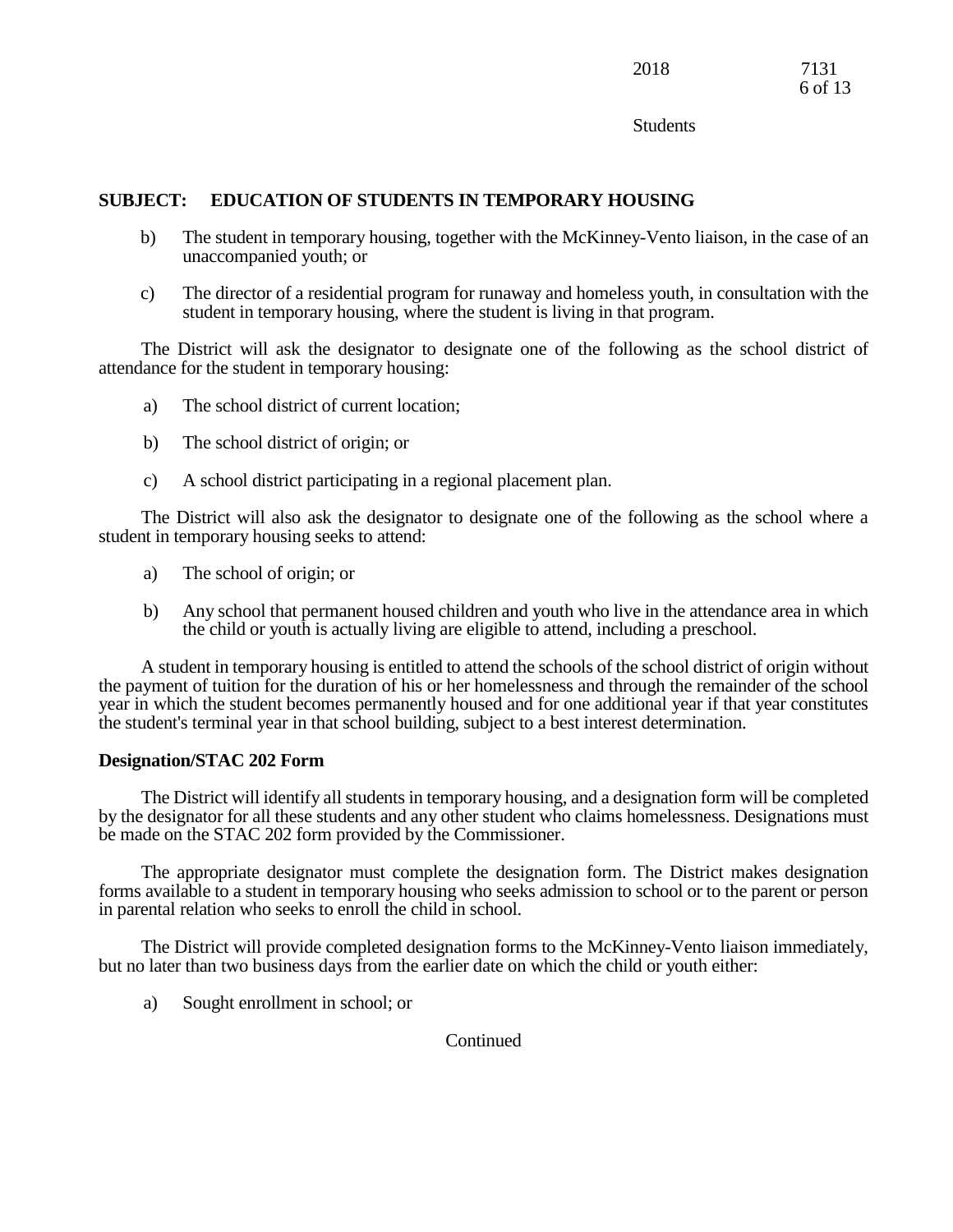**SUBJECT: EDUCATION OF STUDENTS IN TEMPORARY HOUSING**

b) The student in temporary housing, together with the McKinney-Vento liaison, in the case of an unaccompanied youth; or

c) The director of a residential program for runaway and homeless youth, in consultation with the student in temporary housing, where the student is living in that program.

The District will ask the designator to designate one of the following as the school district of attendance for the student in temporary housing:

a) The school district of current location;

b) The school district of origin; or

c) A school district participating in a regional placement plan.

The District will also ask the designator to designate one of the following as the school where a student in temporary housing seeks to attend:

a) The school of origin; or

b) Any school that permanent housed children and youth who live in the attendance area in which the child or youth is actually living are eligible to attend, including a preschool.

A student in temporary housing is entitled to attend the schools of the school district of origin without the payment of tuition for the duration of his or her homelessness and through the remainder of the school year in which the student becomes permanently housed and for one additional year if that year constitutes the student's terminal year in that school building, subject to a best interest determination.

**Designation/STAC 202 Form**

The District will identify all students in temporary housing, and a designation form will be completed by the designator for all these students and any other student who claims homelessness. Designations must be made on the STAC 202 form provided by the Commissioner.

The appropriate designator must complete the designation form. The District makes designation forms available to a student in temporary housing who seeks admission to school or to the parent or person in parental relation who seeks to enroll the child in school.

The District will provide completed designation forms to the McKinney-Vento liaison immediately, but no later than two business days from the earlier date on which the child or youth either:

a) Sought enrollment in school; or

Continued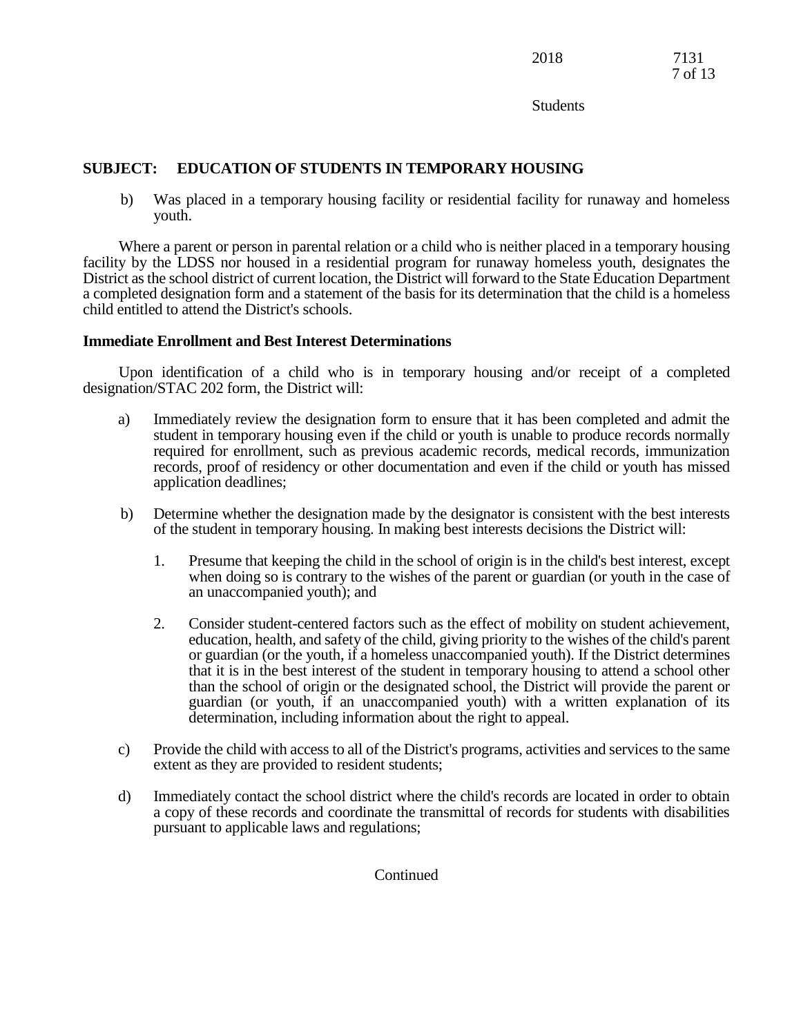**SUBJECT: EDUCATION OF STUDENTS IN TEMPORARY HOUSING**

b) Was placed in a temporary housing facility or residential facility for runaway and homeless youth.

Where a parent or person in parental relation or a child who is neither placed in a temporary housing facility by the LDSS nor housed in a residential program for runaway homeless youth, designates the District as the school district of current location, the District will forward to the State Education Department a completed designation form and a statement of the basis for its determination that the child is a homeless child entitled to attend the District's schools.

**Immediate Enrollment and Best Interest Determinations**

Upon identification of a child who is in temporary housing and/or receipt of a completed designation/STAC 202 form, the District will:

a) Immediately review the designation form to ensure that it has been completed and admit the student in temporary housing even if the child or youth is unable to produce records normally required for enrollment, such as previous academic records, medical records, immunization records, proof of residency or other documentation and even if the child or youth has missed application deadlines;

b) Determine whether the designation made by the designator is consistent with the best interests of the student in temporary housing. In making best interests decisions the District will:

   1. Presume that keeping the child in the school of origin is in the child's best interest, except when doing so is contrary to the wishes of the parent or guardian (or youth in the case of an unaccompanied youth); and

   2. Consider student-centered factors such as the effect of mobility on student achievement, education, health, and safety of the child, giving priority to the wishes of the child's parent or guardian (or the youth, if a homeless unaccompanied youth). If the District determines that it is in the best interest of the student in temporary housing to attend a school other than the school of origin or the designated school, the District will provide the parent or guardian (or youth, if an unaccompanied youth) with a written explanation of its determination, including information about the right to appeal.

c) Provide the child with access to all of the District's programs, activities and services to the same extent as they are provided to resident students;

d) Immediately contact the school district where the child's records are located in order to obtain a copy of these records and coordinate the transmittal of records for students with disabilities pursuant to applicable laws and regulations;

Continued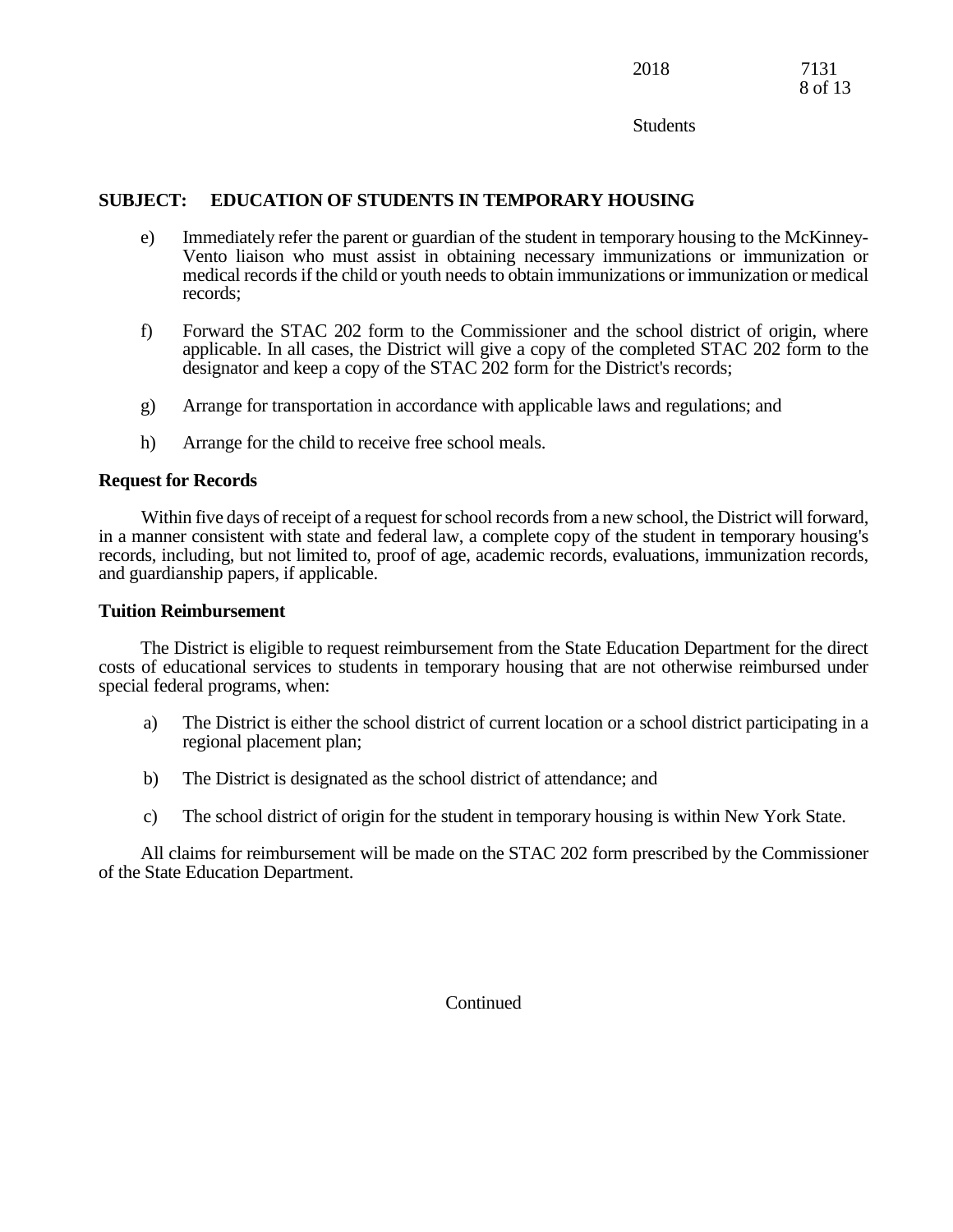## SUBJECT: EDUCATION OF STUDENTS IN TEMPORARY HOUSING

e) Immediately refer the parent or guardian of the student in temporary housing to the McKinney-Vento liaison who must assist in obtaining necessary immunizations or immunization or medical records if the child or youth needs to obtain immunizations or immunization or medical records;

f) Forward the STAC 202 form to the Commissioner and the school district of origin, where applicable. In all cases, the District will give a copy of the completed STAC 202 form to the designator and keep a copy of the STAC 202 form for the District's records;

g) Arrange for transportation in accordance with applicable laws and regulations; and

h) Arrange for the child to receive free school meals.

**Request for Records**

Within five days of receipt of a request for school records from a new school, the District will forward, in a manner consistent with state and federal law, a complete copy of the student in temporary housing's records, including, but not limited to, proof of age, academic records, evaluations, immunization records, and guardianship papers, if applicable.

**Tuition Reimbursement**

The District is eligible to request reimbursement from the State Education Department for the direct costs of educational services to students in temporary housing that are not otherwise reimbursed under special federal programs, when:

a) The District is either the school district of current location or a school district participating in a regional placement plan;

b) The District is designated as the school district of attendance; and

c) The school district of origin for the student in temporary housing is within New York State.

All claims for reimbursement will be made on the STAC 202 form prescribed by the Commissioner of the State Education Department.

Continued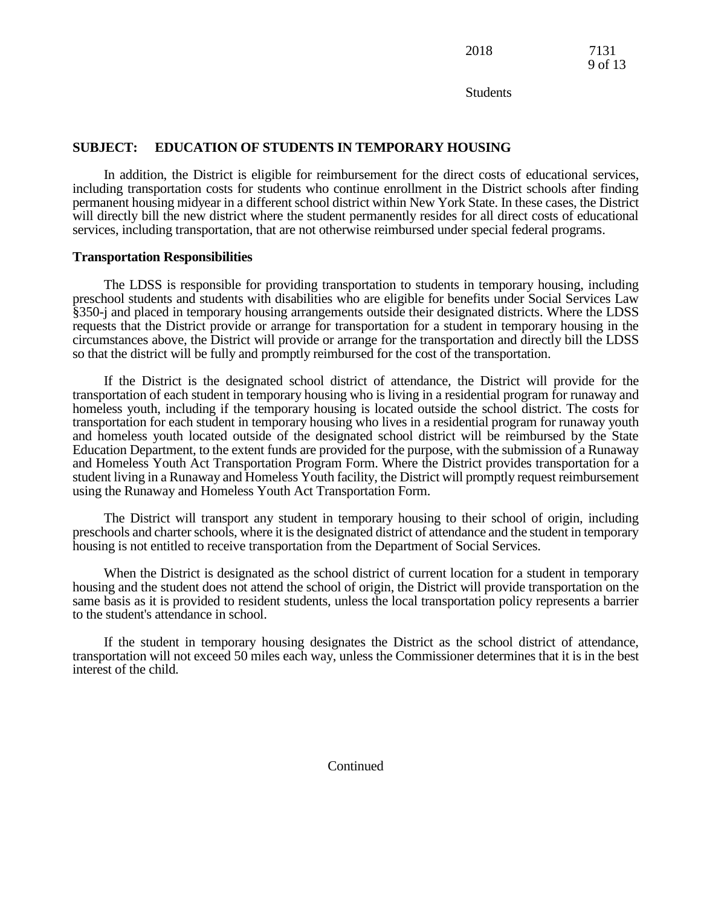**SUBJECT: EDUCATION OF STUDENTS IN TEMPORARY HOUSING**

In addition, the District is eligible for reimbursement for the direct costs of educational services, including transportation costs for students who continue enrollment in the District schools after finding permanent housing midyear in a different school district within New York State. In these cases, the District will directly bill the new district where the student permanently resides for all direct costs of educational services, including transportation, that are not otherwise reimbursed under special federal programs.

**Transportation Responsibilities**

The LDSS is responsible for providing transportation to students in temporary housing, including preschool students and students with disabilities who are eligible for benefits under Social Services Law §350-j and placed in temporary housing arrangements outside their designated districts. Where the LDSS requests that the District provide or arrange for transportation for a student in temporary housing in the circumstances above, the District will provide or arrange for the transportation and directly bill the LDSS so that the district will be fully and promptly reimbursed for the cost of the transportation.

If the District is the designated school district of attendance, the District will provide for the transportation of each student in temporary housing who is living in a residential program for runaway and homeless youth, including if the temporary housing is located outside the school district. The costs for transportation for each student in temporary housing who lives in a residential program for runaway youth and homeless youth located outside of the designated school district will be reimbursed by the State Education Department, to the extent funds are provided for the purpose, with the submission of a Runaway and Homeless Youth Act Transportation Program Form. Where the District provides transportation for a student living in a Runaway and Homeless Youth facility, the District will promptly request reimbursement using the Runaway and Homeless Youth Act Transportation Form.

The District will transport any student in temporary housing to their school of origin, including preschools and charter schools, where it is the designated district of attendance and the student in temporary housing is not entitled to receive transportation from the Department of Social Services.

When the District is designated as the school district of current location for a student in temporary housing and the student does not attend the school of origin, the District will provide transportation on the same basis as it is provided to resident students, unless the local transportation policy represents a barrier to the student's attendance in school.

If the student in temporary housing designates the District as the school district of attendance, transportation will not exceed 50 miles each way, unless the Commissioner determines that it is in the best interest of the child.

Continued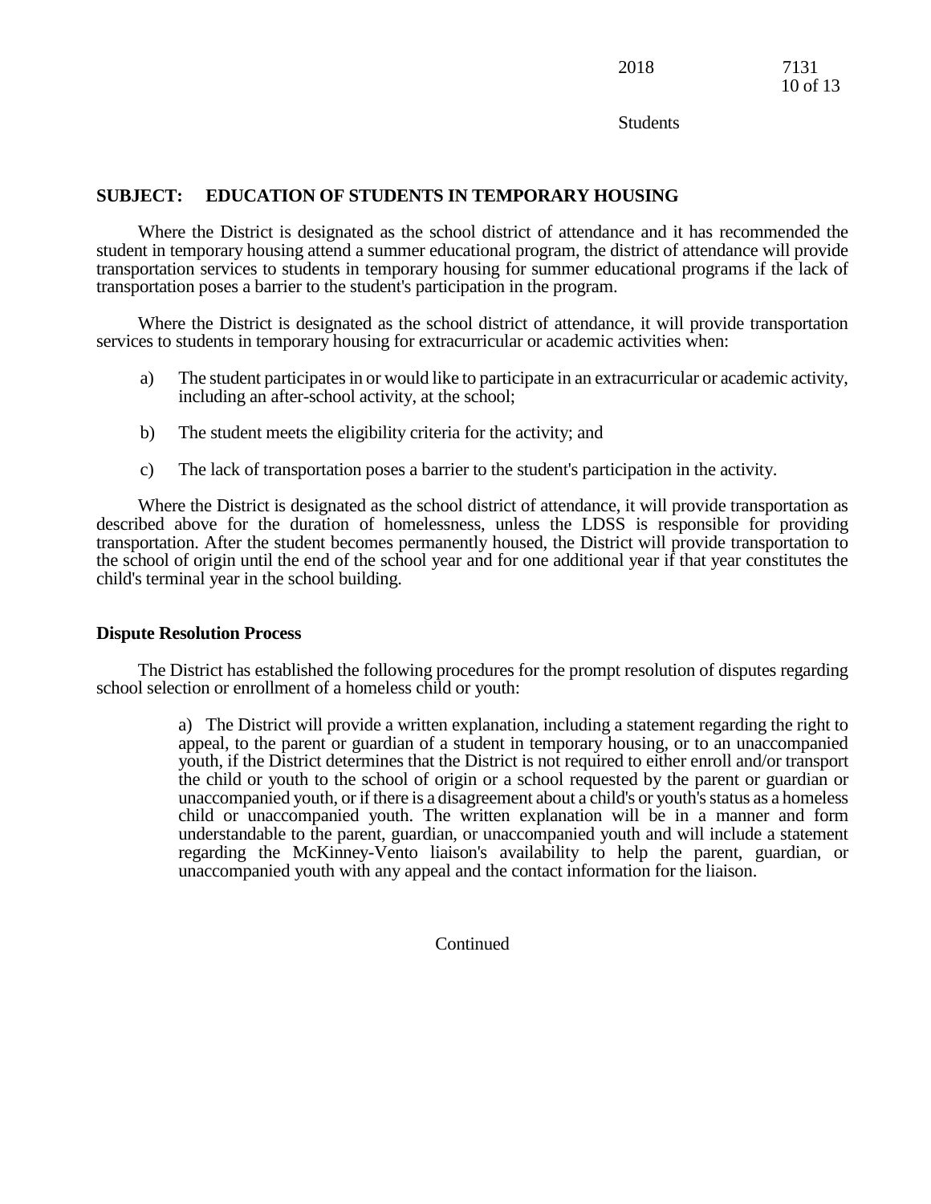## SUBJECT: EDUCATION OF STUDENTS IN TEMPORARY HOUSING

Where the District is designated as the school district of attendance and it has recommended the student in temporary housing attend a summer educational program, the district of attendance will provide transportation services to students in temporary housing for summer educational programs if the lack of transportation poses a barrier to the student's participation in the program.

Where the District is designated as the school district of attendance, it will provide transportation services to students in temporary housing for extracurricular or academic activities when:

a) The student participates in or would like to participate in an extracurricular or academic activity, including an after-school activity, at the school;

b) The student meets the eligibility criteria for the activity; and

c) The lack of transportation poses a barrier to the student's participation in the activity.

Where the District is designated as the school district of attendance, it will provide transportation as described above for the duration of homelessness, unless the LDSS is responsible for providing transportation. After the student becomes permanently housed, the District will provide transportation to the school of origin until the end of the school year and for one additional year if that year constitutes the child's terminal year in the school building.

### Dispute Resolution Process

The District has established the following procedures for the prompt resolution of disputes regarding school selection or enrollment of a homeless child or youth:

a) The District will provide a written explanation, including a statement regarding the right to appeal, to the parent or guardian of a student in temporary housing, or to an unaccompanied youth, if the District determines that the District is not required to either enroll and/or transport the child or youth to the school of origin or a school requested by the parent or guardian or unaccompanied youth, or if there is a disagreement about a child's or youth's status as a homeless child or unaccompanied youth. The written explanation will be in a manner and form understandable to the parent, guardian, or unaccompanied youth and will include a statement regarding the McKinney-Vento liaison's availability to help the parent, guardian, or unaccompanied youth with any appeal and the contact information for the liaison.

Continued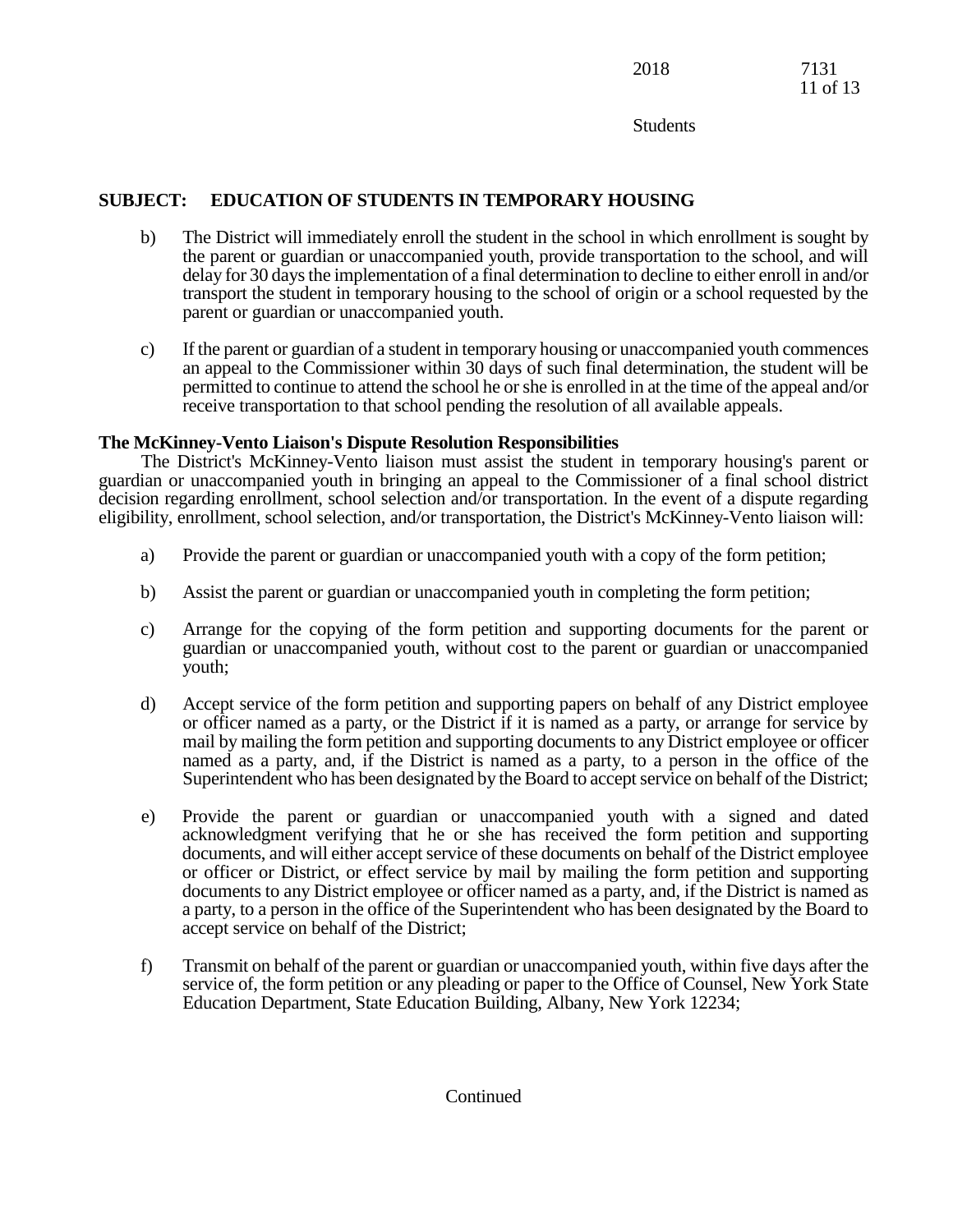## SUBJECT: EDUCATION OF STUDENTS IN TEMPORARY HOUSING

b) The District will immediately enroll the student in the school in which enrollment is sought by the parent or guardian or unaccompanied youth, provide transportation to the school, and will delay for 30 days the implementation of a final determination to decline to either enroll in and/or transport the student in temporary housing to the school of origin or a school requested by the parent or guardian or unaccompanied youth.

c) If the parent or guardian of a student in temporary housing or unaccompanied youth commences an appeal to the Commissioner within 30 days of such final determination, the student will be permitted to continue to attend the school he or she is enrolled in at the time of the appeal and/or receive transportation to that school pending the resolution of all available appeals.

**The McKinney-Vento Liaison's Dispute Resolution Responsibilities**

The District's McKinney-Vento liaison must assist the student in temporary housing's parent or guardian or unaccompanied youth in bringing an appeal to the Commissioner of a final school district decision regarding enrollment, school selection and/or transportation. In the event of a dispute regarding eligibility, enrollment, school selection, and/or transportation, the District's McKinney-Vento liaison will:

a) Provide the parent or guardian or unaccompanied youth with a copy of the form petition;

b) Assist the parent or guardian or unaccompanied youth in completing the form petition;

c) Arrange for the copying of the form petition and supporting documents for the parent or guardian or unaccompanied youth, without cost to the parent or guardian or unaccompanied youth;

d) Accept service of the form petition and supporting papers on behalf of any District employee or officer named as a party, or the District if it is named as a party, or arrange for service by mail by mailing the form petition and supporting documents to any District employee or officer named as a party, and, if the District is named as a party, to a person in the office of the Superintendent who has been designated by the Board to accept service on behalf of the District;

e) Provide the parent or guardian or unaccompanied youth with a signed and dated acknowledgment verifying that he or she has received the form petition and supporting documents, and will either accept service of these documents on behalf of the District employee or officer or District, or effect service by mail by mailing the form petition and supporting documents to any District employee or officer named as a party, and, if the District is named as a party, to a person in the office of the Superintendent who has been designated by the Board to accept service on behalf of the District;

f) Transmit on behalf of the parent or guardian or unaccompanied youth, within five days after the service of, the form petition or any pleading or paper to the Office of Counsel, New York State Education Department, State Education Building, Albany, New York 12234;

Continued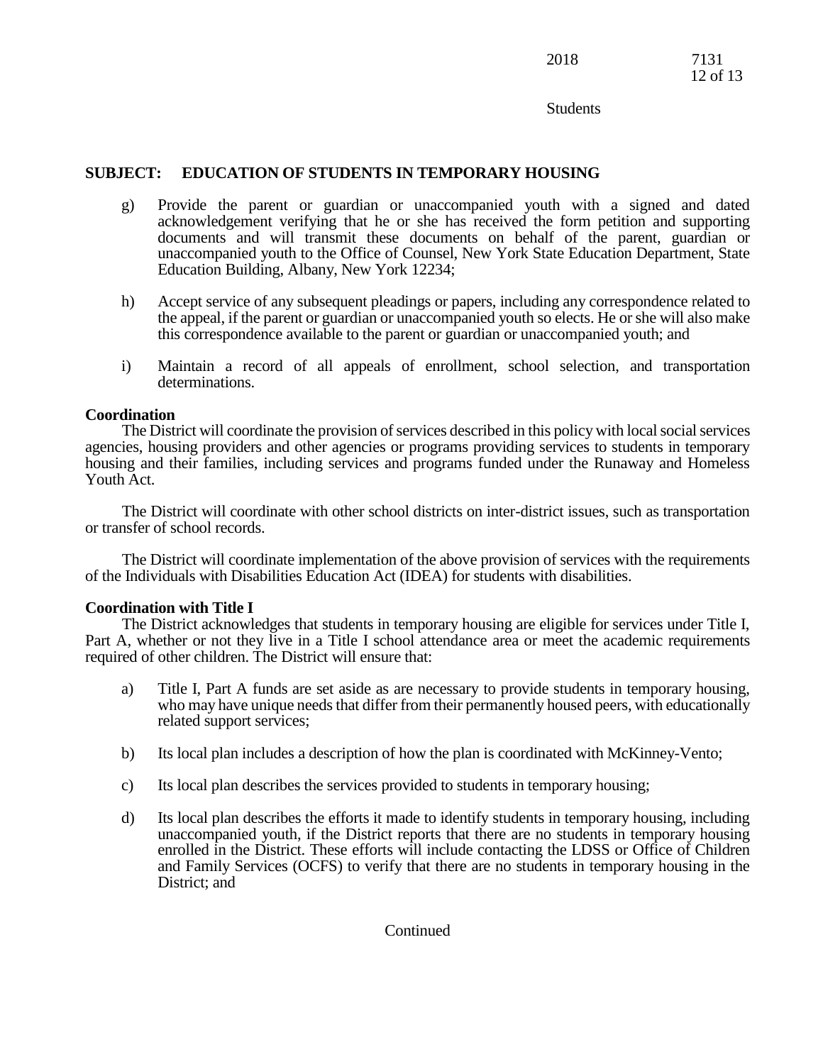**SUBJECT: EDUCATION OF STUDENTS IN TEMPORARY HOUSING**

g) Provide the parent or guardian or unaccompanied youth with a signed and dated acknowledgement verifying that he or she has received the form petition and supporting documents and will transmit these documents on behalf of the parent, guardian or unaccompanied youth to the Office of Counsel, New York State Education Department, State Education Building, Albany, New York 12234;

h) Accept service of any subsequent pleadings or papers, including any correspondence related to the appeal, if the parent or guardian or unaccompanied youth so elects. He or she will also make this correspondence available to the parent or guardian or unaccompanied youth; and

i) Maintain a record of all appeals of enrollment, school selection, and transportation determinations.

**Coordination**

The District will coordinate the provision of services described in this policy with local social services agencies, housing providers and other agencies or programs providing services to students in temporary housing and their families, including services and programs funded under the Runaway and Homeless Youth Act.

The District will coordinate with other school districts on inter-district issues, such as transportation or transfer of school records.

The District will coordinate implementation of the above provision of services with the requirements of the Individuals with Disabilities Education Act (IDEA) for students with disabilities.

**Coordination with Title I**

The District acknowledges that students in temporary housing are eligible for services under Title I, Part A, whether or not they live in a Title I school attendance area or meet the academic requirements required of other children. The District will ensure that:

a) Title I, Part A funds are set aside as are necessary to provide students in temporary housing, who may have unique needs that differ from their permanently housed peers, with educationally related support services;

b) Its local plan includes a description of how the plan is coordinated with McKinney-Vento;

c) Its local plan describes the services provided to students in temporary housing;

d) Its local plan describes the efforts it made to identify students in temporary housing, including unaccompanied youth, if the District reports that there are no students in temporary housing enrolled in the District. These efforts will include contacting the LDSS or Office of Children and Family Services (OCFS) to verify that there are no students in temporary housing in the District; and

Continued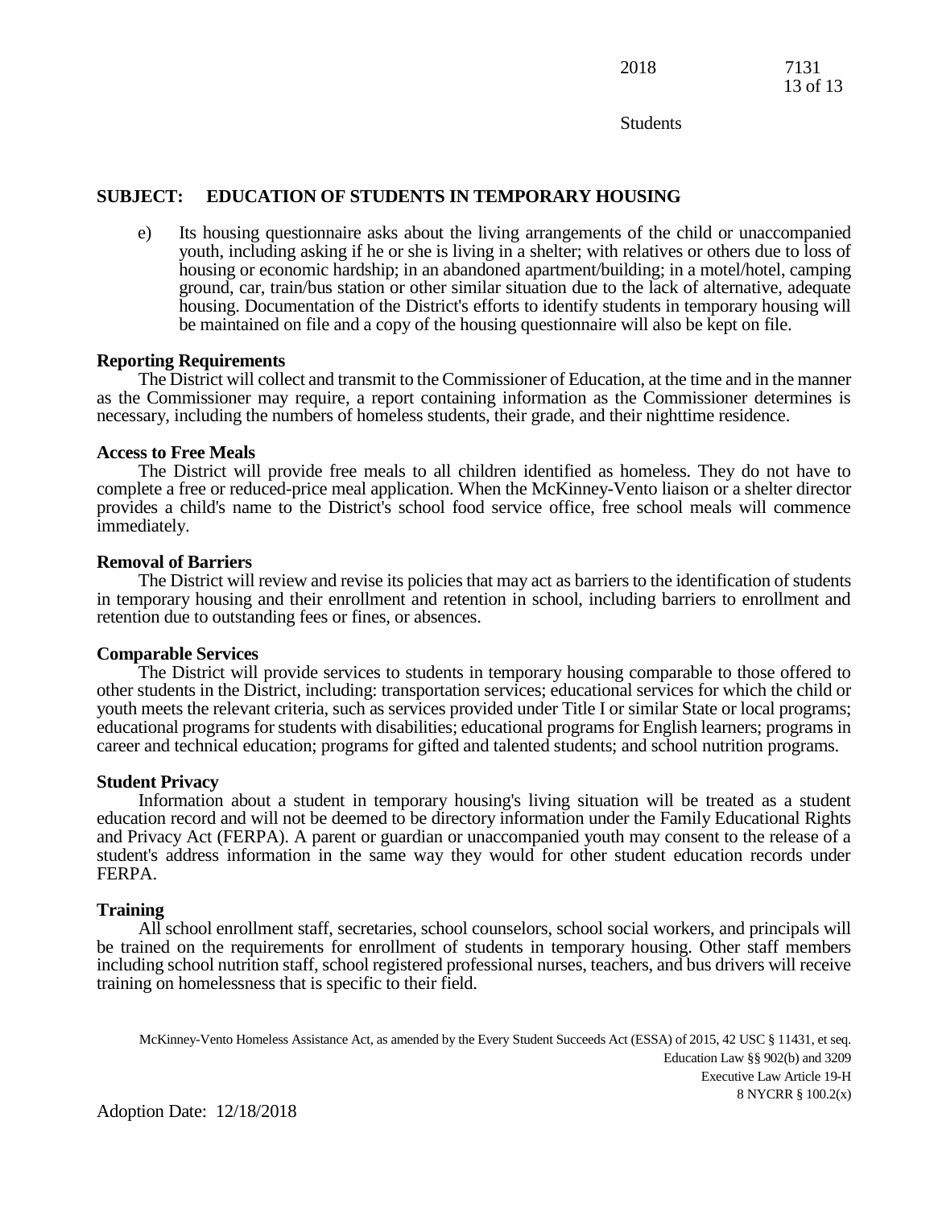**SUBJECT: EDUCATION OF STUDENTS IN TEMPORARY HOUSING**

e) Its housing questionnaire asks about the living arrangements of the child or unaccompanied youth, including asking if he or she is living in a shelter; with relatives or others due to loss of housing or economic hardship; in an abandoned apartment/building; in a motel/hotel, camping ground, car, train/bus station or other similar situation due to the lack of alternative, adequate housing. Documentation of the District's efforts to identify students in temporary housing will be maintained on file and a copy of the housing questionnaire will also be kept on file.

**Reporting Requirements**

The District will collect and transmit to the Commissioner of Education, at the time and in the manner as the Commissioner may require, a report containing information as the Commissioner determines is necessary, including the numbers of homeless students, their grade, and their nighttime residence.

**Access to Free Meals**

The District will provide free meals to all children identified as homeless. They do not have to complete a free or reduced-price meal application. When the McKinney-Vento liaison or a shelter director provides a child's name to the District's school food service office, free school meals will commence immediately.

**Removal of Barriers**

The District will review and revise its policies that may act as barriers to the identification of students in temporary housing and their enrollment and retention in school, including barriers to enrollment and retention due to outstanding fees or fines, or absences.

**Comparable Services**

The District will provide services to students in temporary housing comparable to those offered to other students in the District, including: transportation services; educational services for which the child or youth meets the relevant criteria, such as services provided under Title I or similar State or local programs; educational programs for students with disabilities; educational programs for English learners; programs in career and technical education; programs for gifted and talented students; and school nutrition programs.

**Student Privacy**

Information about a student in temporary housing's living situation will be treated as a student education record and will not be deemed to be directory information under the Family Educational Rights and Privacy Act (FERPA). A parent or guardian or unaccompanied youth may consent to the release of a student's address information in the same way they would for other student education records under FERPA.

**Training**

All school enrollment staff, secretaries, school counselors, school social workers, and principals will be trained on the requirements for enrollment of students in temporary housing. Other staff members including school nutrition staff, school registered professional nurses, teachers, and bus drivers will receive training on homelessness that is specific to their field.

McKinney-Vento Homeless Assistance Act, as amended by the Every Student Succeeds Act (ESSA) of 2015, 42 USC § 11431, et seq.
Education Law §§ 902(b) and 3209
Executive Law Article 19-H
8 NYCRR § 100.2(x)

Adoption Date: 12/18/2018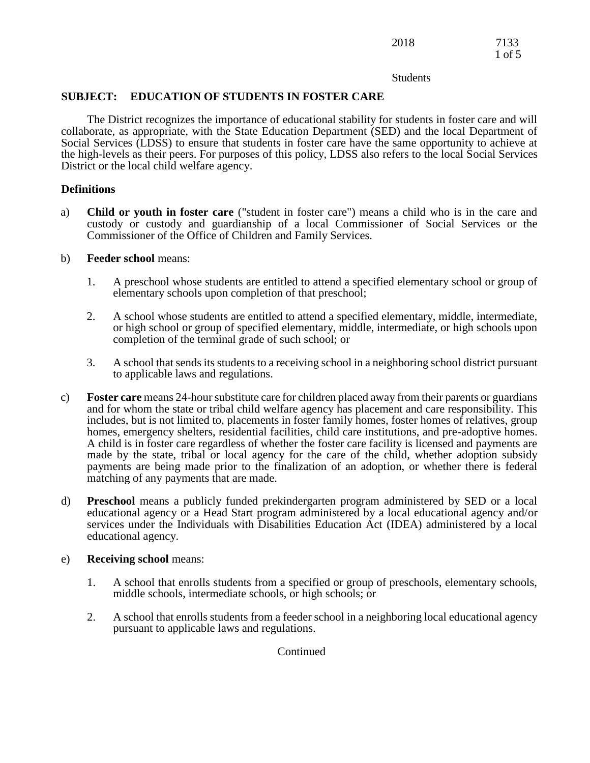## SUBJECT: EDUCATION OF STUDENTS IN FOSTER CARE

The District recognizes the importance of educational stability for students in foster care and will collaborate, as appropriate, with the State Education Department (SED) and the local Department of Social Services (LDSS) to ensure that students in foster care have the same opportunity to achieve at the high-levels as their peers. For purposes of this policy, LDSS also refers to the local Social Services District or the local child welfare agency.

### Definitions

a) **Child or youth in foster care** ("student in foster care") means a child who is in the care and custody or custody and guardianship of a local Commissioner of Social Services or the Commissioner of the Office of Children and Family Services.

b) **Feeder school** means:

1. A preschool whose students are entitled to attend a specified elementary school or group of elementary schools upon completion of that preschool;

2. A school whose students are entitled to attend a specified elementary, middle, intermediate, or high school or group of specified elementary, middle, intermediate, or high schools upon completion of the terminal grade of such school; or

3. A school that sends its students to a receiving school in a neighboring school district pursuant to applicable laws and regulations.

c) **Foster care** means 24-hour substitute care for children placed away from their parents or guardians and for whom the state or tribal child welfare agency has placement and care responsibility. This includes, but is not limited to, placements in foster family homes, foster homes of relatives, group homes, emergency shelters, residential facilities, child care institutions, and pre-adoptive homes. A child is in foster care regardless of whether the foster care facility is licensed and payments are made by the state, tribal or local agency for the care of the child, whether adoption subsidy payments are being made prior to the finalization of an adoption, or whether there is federal matching of any payments that are made.

d) **Preschool** means a publicly funded prekindergarten program administered by SED or a local educational agency or a Head Start program administered by a local educational agency and/or services under the Individuals with Disabilities Education Act (IDEA) administered by a local educational agency.

e) **Receiving school** means:

1. A school that enrolls students from a specified or group of preschools, elementary schools, middle schools, intermediate schools, or high schools; or

2. A school that enrolls students from a feeder school in a neighboring local educational agency pursuant to applicable laws and regulations.

Continued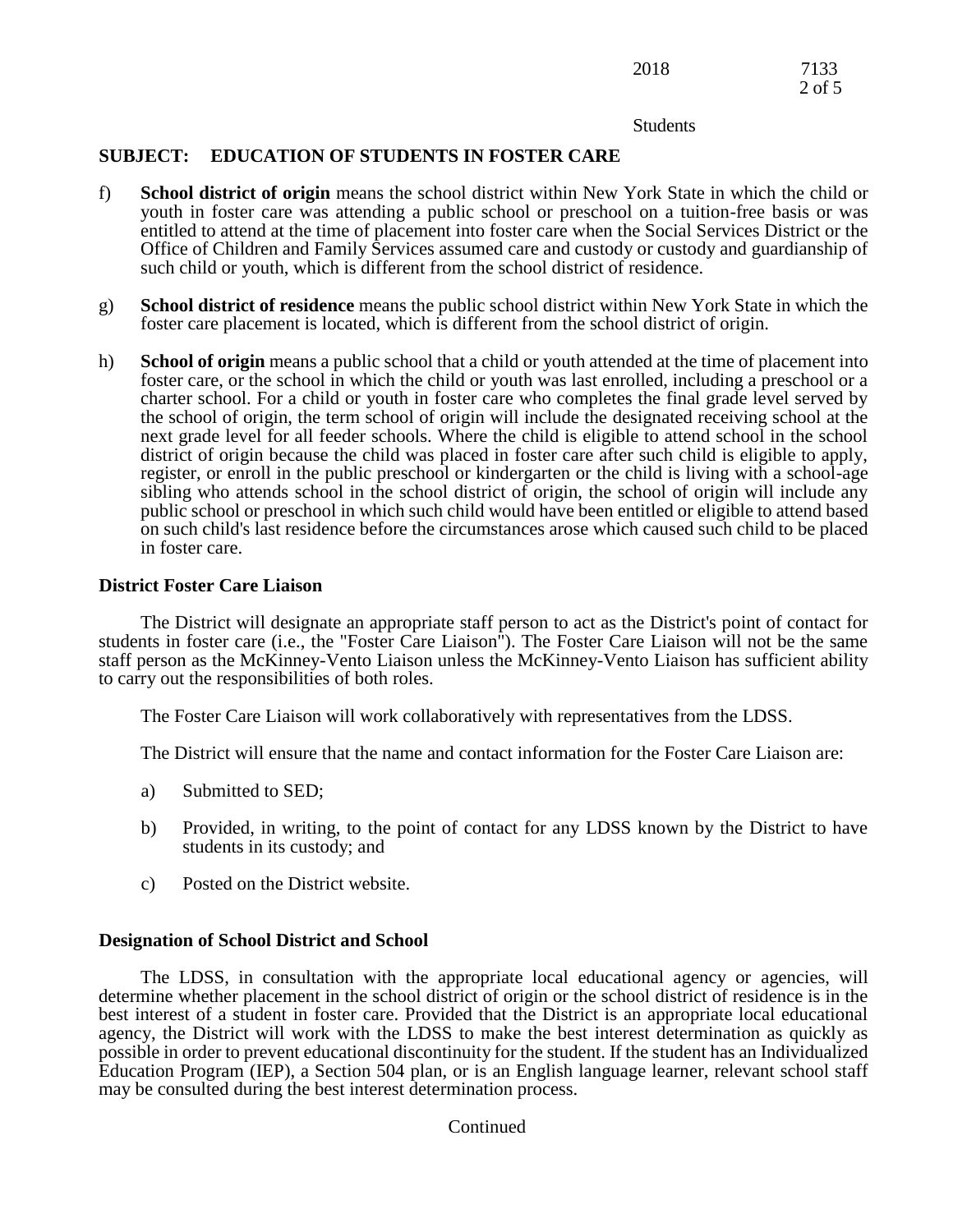**SUBJECT: EDUCATION OF STUDENTS IN FOSTER CARE**

f) **School district of origin** means the school district within New York State in which the child or youth in foster care was attending a public school or preschool on a tuition-free basis or was entitled to attend at the time of placement into foster care when the Social Services District or the Office of Children and Family Services assumed care and custody or custody and guardianship of such child or youth, which is different from the school district of residence.

g) **School district of residence** means the public school district within New York State in which the foster care placement is located, which is different from the school district of origin.

h) **School of origin** means a public school that a child or youth attended at the time of placement into foster care, or the school in which the child or youth was last enrolled, including a preschool or a charter school. For a child or youth in foster care who completes the final grade level served by the school of origin, the term school of origin will include the designated receiving school at the next grade level for all feeder schools. Where the child is eligible to attend school in the school district of origin because the child was placed in foster care after such child is eligible to apply, register, or enroll in the public preschool or kindergarten or the child is living with a school-age sibling who attends school in the school district of origin, the school of origin will include any public school or preschool in which such child would have been entitled or eligible to attend based on such child's last residence before the circumstances arose which caused such child to be placed in foster care.

### District Foster Care Liaison

The District will designate an appropriate staff person to act as the District's point of contact for students in foster care (i.e., the "Foster Care Liaison"). The Foster Care Liaison will not be the same staff person as the McKinney-Vento Liaison unless the McKinney-Vento Liaison has sufficient ability to carry out the responsibilities of both roles.

The Foster Care Liaison will work collaboratively with representatives from the LDSS.

The District will ensure that the name and contact information for the Foster Care Liaison are:

a) Submitted to SED;

b) Provided, in writing, to the point of contact for any LDSS known by the District to have students in its custody; and

c) Posted on the District website.

### Designation of School District and School

The LDSS, in consultation with the appropriate local educational agency or agencies, will determine whether placement in the school district of origin or the school district of residence is in the best interest of a student in foster care. Provided that the District is an appropriate local educational agency, the District will work with the LDSS to make the best interest determination as quickly as possible in order to prevent educational discontinuity for the student. If the student has an Individualized Education Program (IEP), a Section 504 plan, or is an English language learner, relevant school staff may be consulted during the best interest determination process.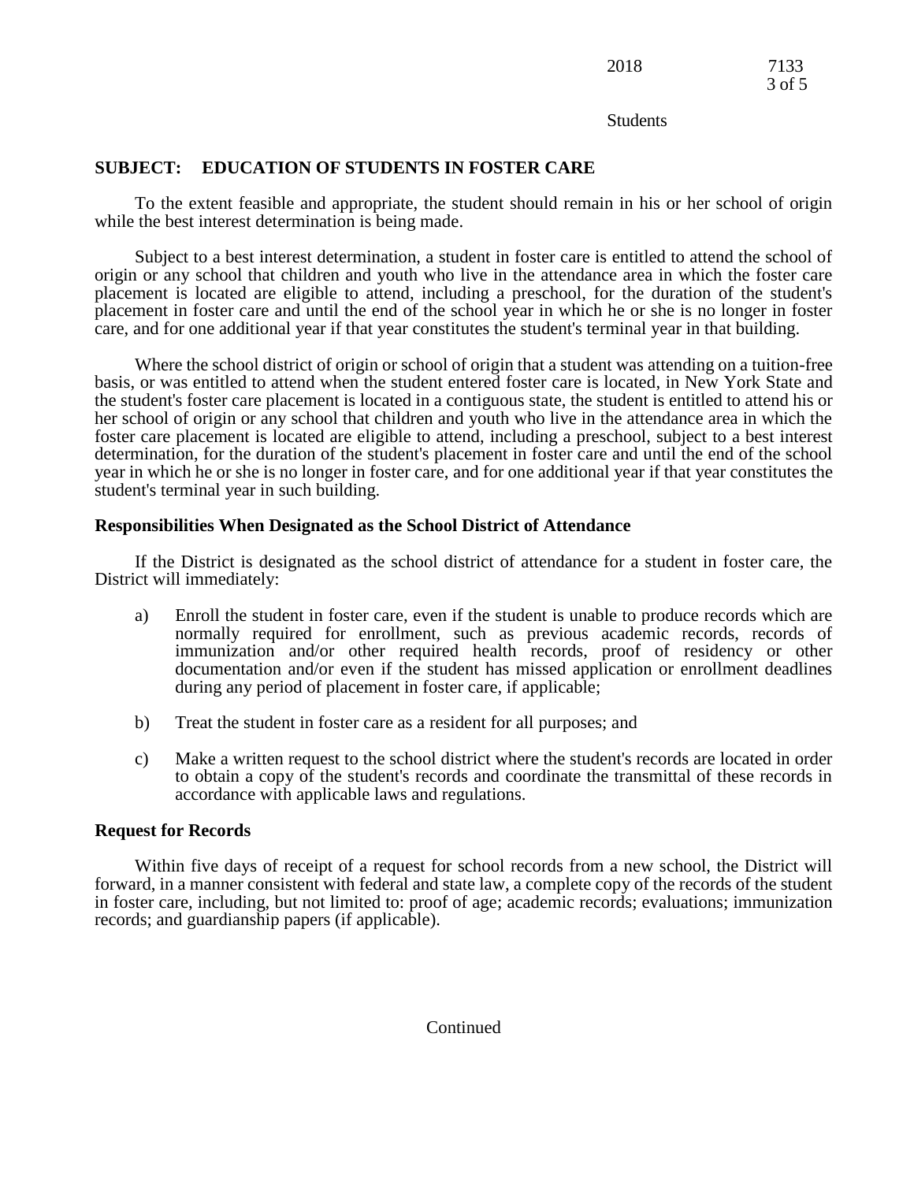**SUBJECT: EDUCATION OF STUDENTS IN FOSTER CARE**

To the extent feasible and appropriate, the student should remain in his or her school of origin while the best interest determination is being made.

Subject to a best interest determination, a student in foster care is entitled to attend the school of origin or any school that children and youth who live in the attendance area in which the foster care placement is located are eligible to attend, including a preschool, for the duration of the student's placement in foster care and until the end of the school year in which he or she is no longer in foster care, and for one additional year if that year constitutes the student's terminal year in that building.

Where the school district of origin or school of origin that a student was attending on a tuition-free basis, or was entitled to attend when the student entered foster care is located, in New York State and the student's foster care placement is located in a contiguous state, the student is entitled to attend his or her school of origin or any school that children and youth who live in the attendance area in which the foster care placement is located are eligible to attend, including a preschool, subject to a best interest determination, for the duration of the student's placement in foster care and until the end of the school year in which he or she is no longer in foster care, and for one additional year if that year constitutes the student's terminal year in such building.

**Responsibilities When Designated as the School District of Attendance**

If the District is designated as the school district of attendance for a student in foster care, the District will immediately:

a) Enroll the student in foster care, even if the student is unable to produce records which are normally required for enrollment, such as previous academic records, records of immunization and/or other required health records, proof of residency or other documentation and/or even if the student has missed application or enrollment deadlines during any period of placement in foster care, if applicable;

b) Treat the student in foster care as a resident for all purposes; and

c) Make a written request to the school district where the student's records are located in order to obtain a copy of the student's records and coordinate the transmittal of these records in accordance with applicable laws and regulations.

**Request for Records**

Within five days of receipt of a request for school records from a new school, the District will forward, in a manner consistent with federal and state law, a complete copy of the records of the student in foster care, including, but not limited to: proof of age; academic records; evaluations; immunization records; and guardianship papers (if applicable).

Continued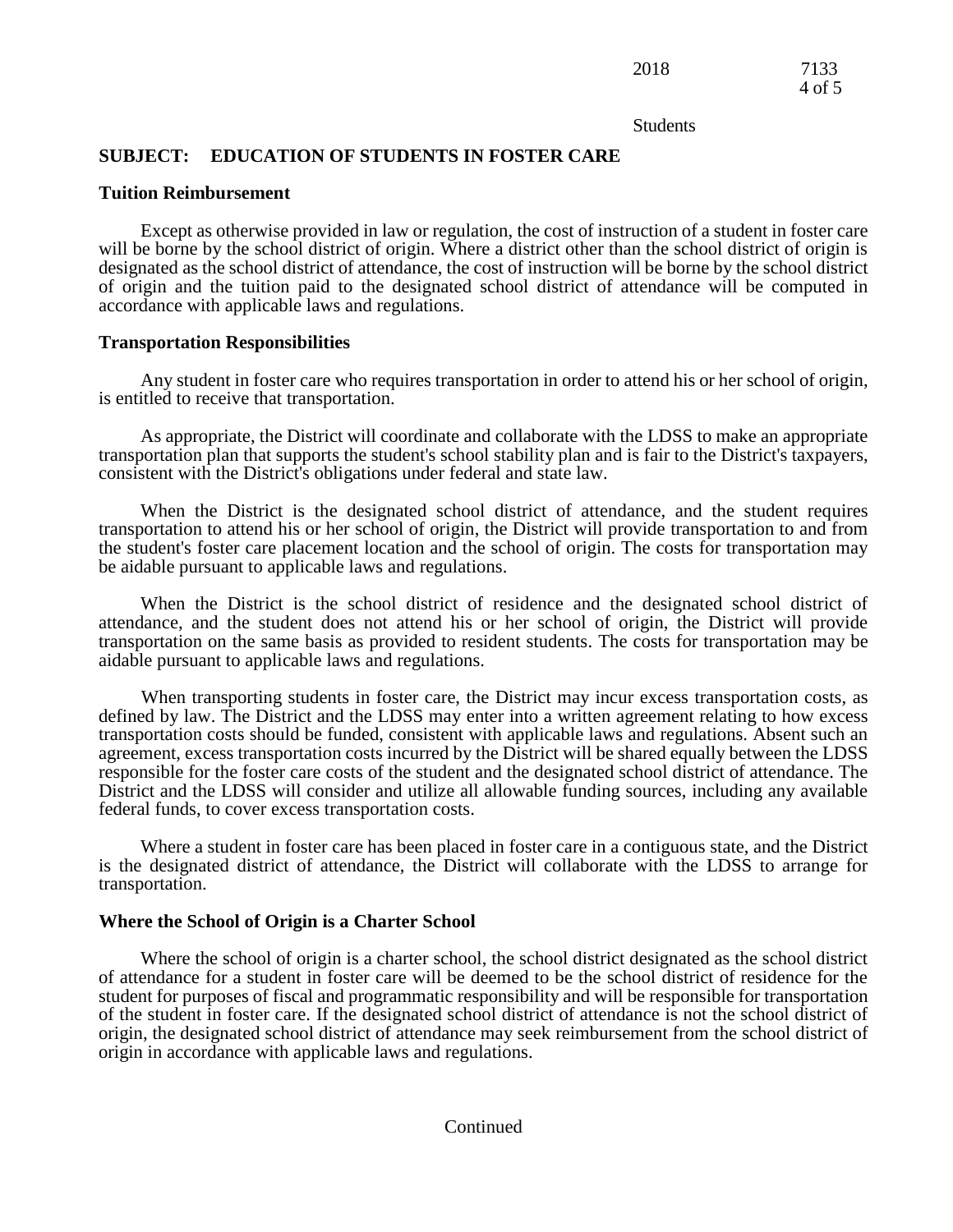**SUBJECT: EDUCATION OF STUDENTS IN FOSTER CARE**

**Tuition Reimbursement**

Except as otherwise provided in law or regulation, the cost of instruction of a student in foster care will be borne by the school district of origin. Where a district other than the school district of origin is designated as the school district of attendance, the cost of instruction will be borne by the school district of origin and the tuition paid to the designated school district of attendance will be computed in accordance with applicable laws and regulations.

**Transportation Responsibilities**

Any student in foster care who requires transportation in order to attend his or her school of origin, is entitled to receive that transportation.

As appropriate, the District will coordinate and collaborate with the LDSS to make an appropriate transportation plan that supports the student's school stability plan and is fair to the District's taxpayers, consistent with the District's obligations under federal and state law.

When the District is the designated school district of attendance, and the student requires transportation to attend his or her school of origin, the District will provide transportation to and from the student's foster care placement location and the school of origin. The costs for transportation may be aidable pursuant to applicable laws and regulations.

When the District is the school district of residence and the designated school district of attendance, and the student does not attend his or her school of origin, the District will provide transportation on the same basis as provided to resident students. The costs for transportation may be aidable pursuant to applicable laws and regulations.

When transporting students in foster care, the District may incur excess transportation costs, as defined by law. The District and the LDSS may enter into a written agreement relating to how excess transportation costs should be funded, consistent with applicable laws and regulations. Absent such an agreement, excess transportation costs incurred by the District will be shared equally between the LDSS responsible for the foster care costs of the student and the designated school district of attendance. The District and the LDSS will consider and utilize all allowable funding sources, including any available federal funds, to cover excess transportation costs.

Where a student in foster care has been placed in foster care in a contiguous state, and the District is the designated district of attendance, the District will collaborate with the LDSS to arrange for transportation.

**Where the School of Origin is a Charter School**

Where the school of origin is a charter school, the school district designated as the school district of attendance for a student in foster care will be deemed to be the school district of residence for the student for purposes of fiscal and programmatic responsibility and will be responsible for transportation of the student in foster care. If the designated school district of attendance is not the school district of origin, the designated school district of attendance may seek reimbursement from the school district of origin in accordance with applicable laws and regulations.

Continued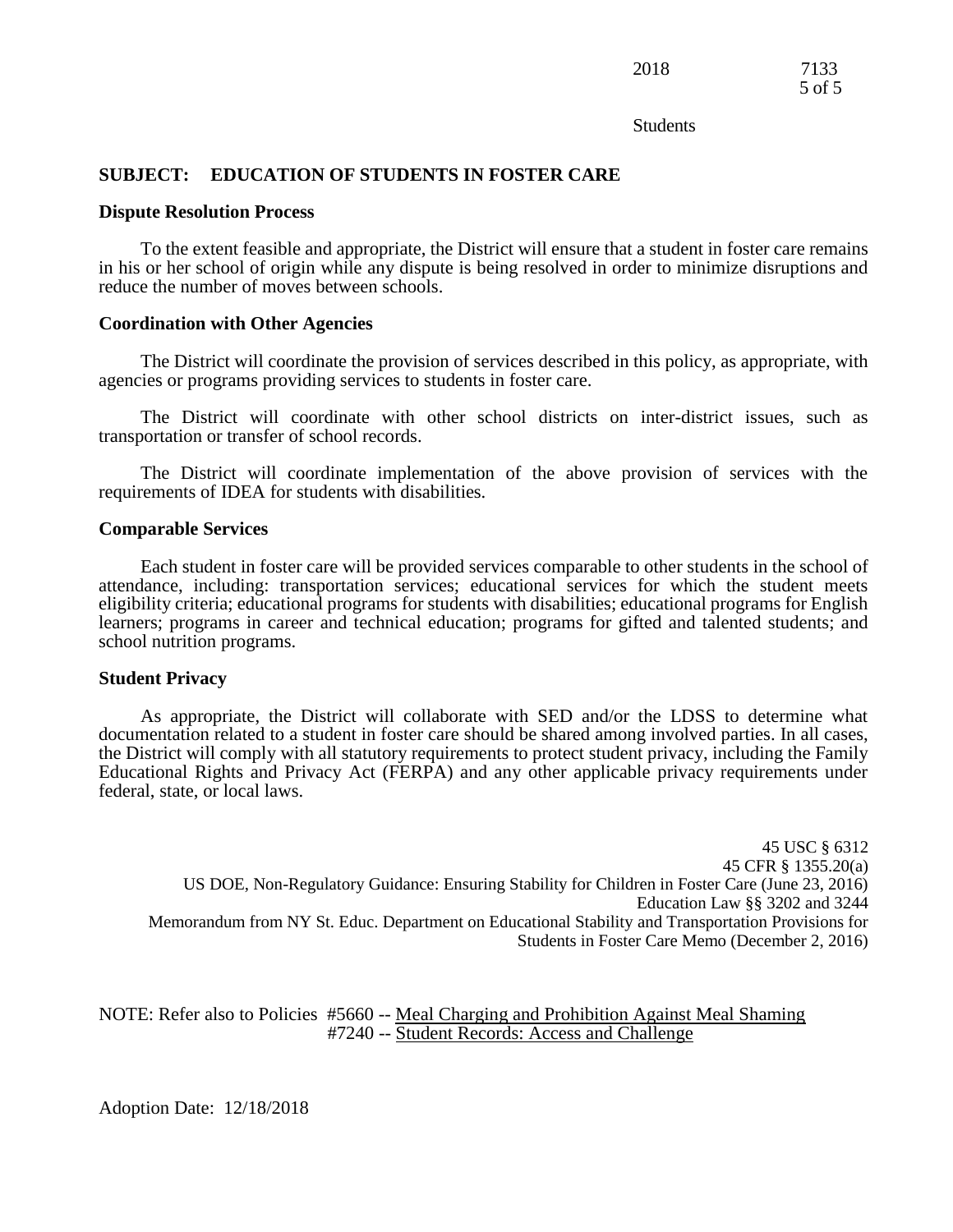## SUBJECT: EDUCATION OF STUDENTS IN FOSTER CARE

### Dispute Resolution Process

To the extent feasible and appropriate, the District will ensure that a student in foster care remains in his or her school of origin while any dispute is being resolved in order to minimize disruptions and reduce the number of moves between schools.

### Coordination with Other Agencies

The District will coordinate the provision of services described in this policy, as appropriate, with agencies or programs providing services to students in foster care.

The District will coordinate with other school districts on inter-district issues, such as transportation or transfer of school records.

The District will coordinate implementation of the above provision of services with the requirements of IDEA for students with disabilities.

### Comparable Services

Each student in foster care will be provided services comparable to other students in the school of attendance, including: transportation services; educational services for which the student meets eligibility criteria; educational programs for students with disabilities; educational programs for English learners; programs in career and technical education; programs for gifted and talented students; and school nutrition programs.

### Student Privacy

As appropriate, the District will collaborate with SED and/or the LDSS to determine what documentation related to a student in foster care should be shared among involved parties. In all cases, the District will comply with all statutory requirements to protect student privacy, including the Family Educational Rights and Privacy Act (FERPA) and any other applicable privacy requirements under federal, state, or local laws.

45 USC § 6312
45 CFR § 1355.20(a)
US DOE, Non-Regulatory Guidance: Ensuring Stability for Children in Foster Care (June 23, 2016)
Education Law §§ 3202 and 3244
Memorandum from NY St. Educ. Department on Educational Stability and Transportation Provisions for Students in Foster Care Memo (December 2, 2016)

NOTE: Refer also to Policies #5660 -- Meal Charging and Prohibition Against Meal Shaming
#7240 -- Student Records: Access and Challenge

Adoption Date: 12/18/2018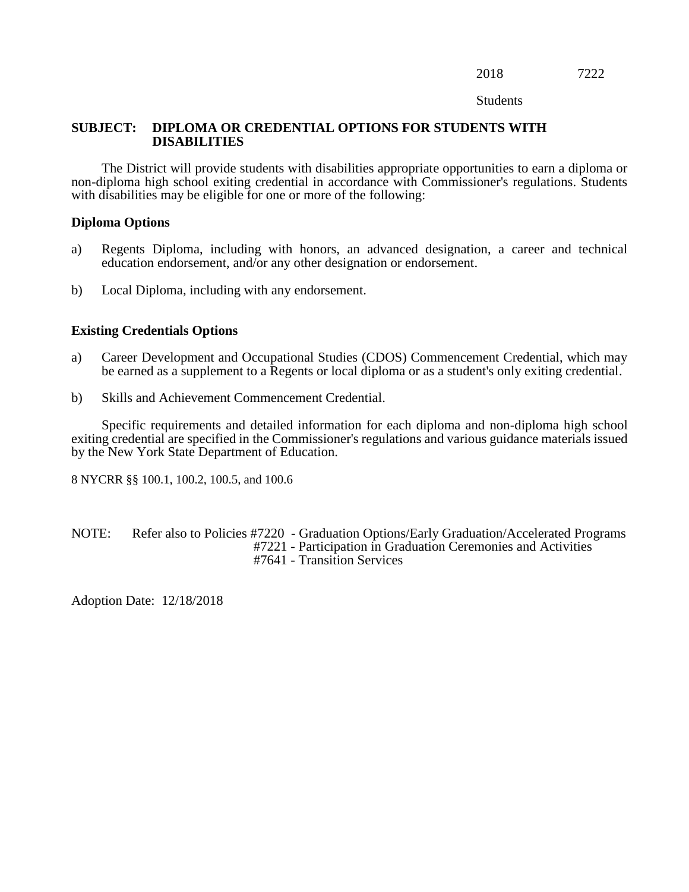**SUBJECT: DIPLOMA OR CREDENTIAL OPTIONS FOR STUDENTS WITH DISABILITIES**

The District will provide students with disabilities appropriate opportunities to earn a diploma or non-diploma high school exiting credential in accordance with Commissioner's regulations. Students with disabilities may be eligible for one or more of the following:

**Diploma Options**

a) Regents Diploma, including with honors, an advanced designation, a career and technical education endorsement, and/or any other designation or endorsement.

b) Local Diploma, including with any endorsement.

**Existing Credentials Options**

a) Career Development and Occupational Studies (CDOS) Commencement Credential, which may be earned as a supplement to a Regents or local diploma or as a student's only exiting credential.

b) Skills and Achievement Commencement Credential.

Specific requirements and detailed information for each diploma and non-diploma high school exiting credential are specified in the Commissioner's regulations and various guidance materials issued by the New York State Department of Education.

8 NYCRR §§ 100.1, 100.2, 100.5, and 100.6

NOTE: Refer also to Policies #7220 - Graduation Options/Early Graduation/Accelerated Programs
#7221 - Participation in Graduation Ceremonies and Activities
#7641 - Transition Services

Adoption Date: 12/18/2018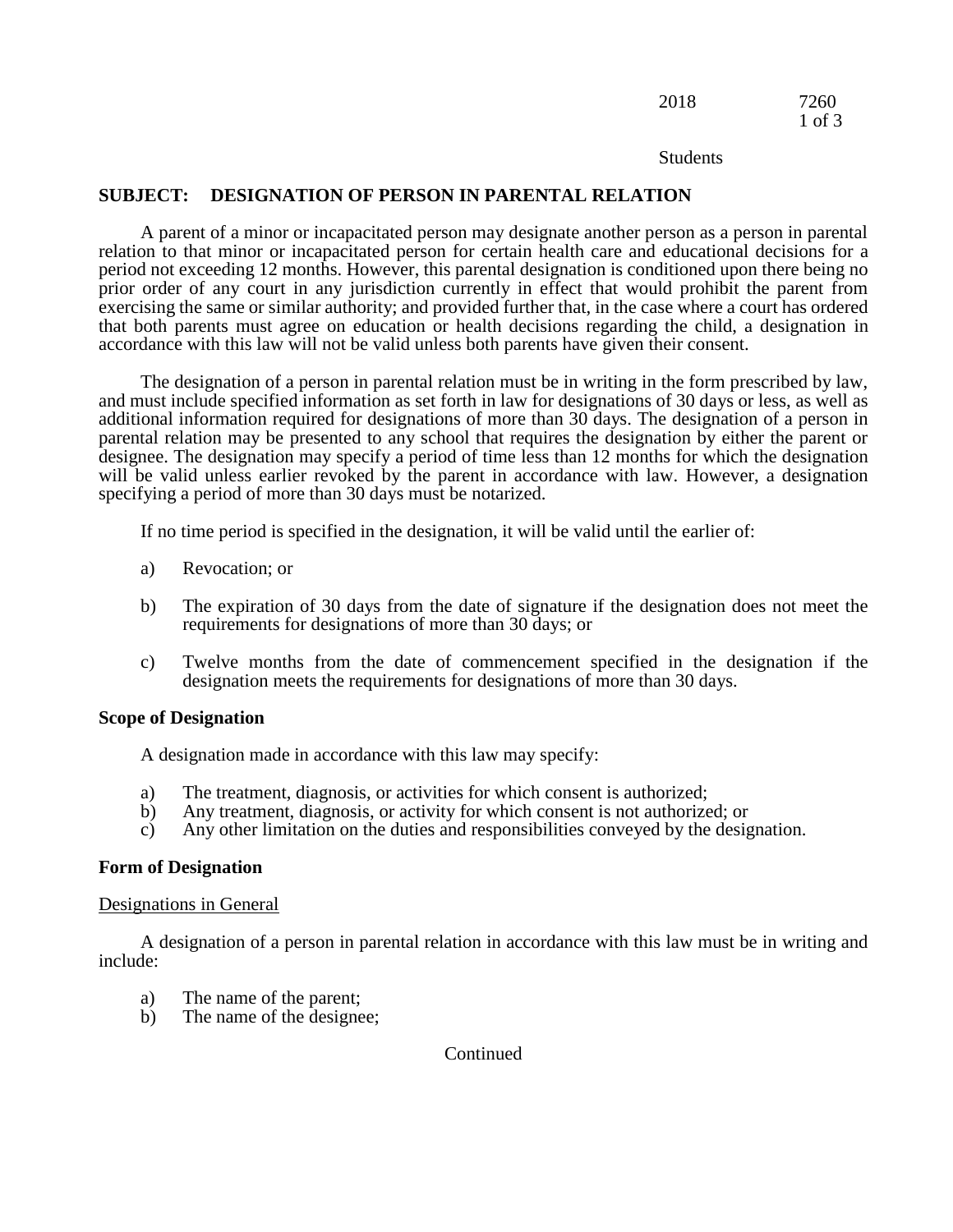## SUBJECT: DESIGNATION OF PERSON IN PARENTAL RELATION

A parent of a minor or incapacitated person may designate another person as a person in parental relation to that minor or incapacitated person for certain health care and educational decisions for a period not exceeding 12 months. However, this parental designation is conditioned upon there being no prior order of any court in any jurisdiction currently in effect that would prohibit the parent from exercising the same or similar authority; and provided further that, in the case where a court has ordered that both parents must agree on education or health decisions regarding the child, a designation in accordance with this law will not be valid unless both parents have given their consent.

The designation of a person in parental relation must be in writing in the form prescribed by law, and must include specified information as set forth in law for designations of 30 days or less, as well as additional information required for designations of more than 30 days. The designation of a person in parental relation may be presented to any school that requires the designation by either the parent or designee. The designation may specify a period of time less than 12 months for which the designation will be valid unless earlier revoked by the parent in accordance with law. However, a designation specifying a period of more than 30 days must be notarized.

If no time period is specified in the designation, it will be valid until the earlier of:

a) Revocation; or

b) The expiration of 30 days from the date of signature if the designation does not meet the requirements for designations of more than 30 days; or

c) Twelve months from the date of commencement specified in the designation if the designation meets the requirements for designations of more than 30 days.

**Scope of Designation**

A designation made in accordance with this law may specify:

a) The treatment, diagnosis, or activities for which consent is authorized;
b) Any treatment, diagnosis, or activity for which consent is not authorized; or
c) Any other limitation on the duties and responsibilities conveyed by the designation.

**Form of Designation**

Designations in General

A designation of a person in parental relation in accordance with this law must be in writing and include:

a) The name of the parent;
b) The name of the designee;

Continued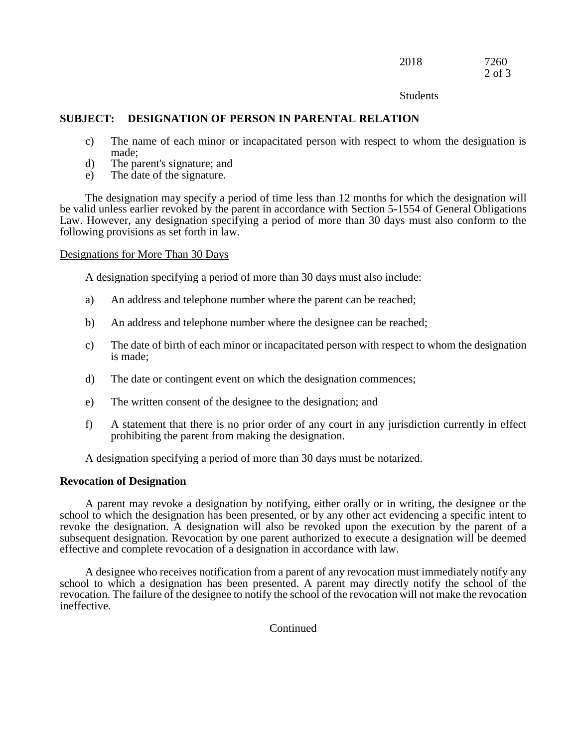## SUBJECT: DESIGNATION OF PERSON IN PARENTAL RELATION

c) The name of each minor or incapacitated person with respect to whom the designation is made;
d) The parent's signature; and
e) The date of the signature.

The designation may specify a period of time less than 12 months for which the designation will be valid unless earlier revoked by the parent in accordance with Section 5-1554 of General Obligations Law. However, any designation specifying a period of more than 30 days must also conform to the following provisions as set forth in law.

Designations for More Than 30 Days

A designation specifying a period of more than 30 days must also include:

a) An address and telephone number where the parent can be reached;

b) An address and telephone number where the designee can be reached;

c) The date of birth of each minor or incapacitated person with respect to whom the designation is made;

d) The date or contingent event on which the designation commences;

e) The written consent of the designee to the designation; and

f) A statement that there is no prior order of any court in any jurisdiction currently in effect prohibiting the parent from making the designation.

A designation specifying a period of more than 30 days must be notarized.

**Revocation of Designation**

A parent may revoke a designation by notifying, either orally or in writing, the designee or the school to which the designation has been presented, or by any other act evidencing a specific intent to revoke the designation. A designation will also be revoked upon the execution by the parent of a subsequent designation. Revocation by one parent authorized to execute a designation will be deemed effective and complete revocation of a designation in accordance with law.

A designee who receives notification from a parent of any revocation must immediately notify any school to which a designation has been presented. A parent may directly notify the school of the revocation. The failure of the designee to notify the school of the revocation will not make the revocation ineffective.

Continued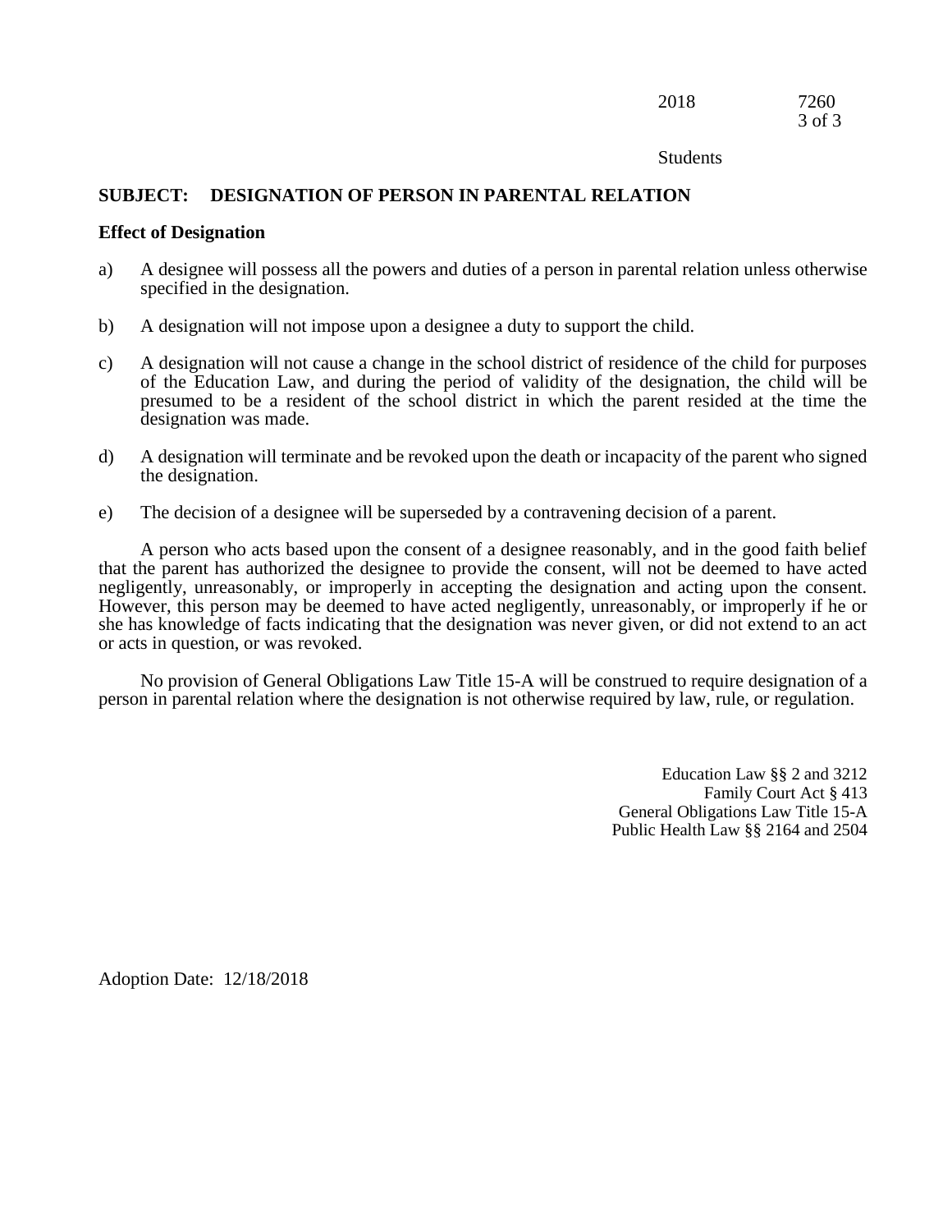Students

## SUBJECT: DESIGNATION OF PERSON IN PARENTAL RELATION

### Effect of Designation

a) A designee will possess all the powers and duties of a person in parental relation unless otherwise specified in the designation.

b) A designation will not impose upon a designee a duty to support the child.

c) A designation will not cause a change in the school district of residence of the child for purposes of the Education Law, and during the period of validity of the designation, the child will be presumed to be a resident of the school district in which the parent resided at the time the designation was made.

d) A designation will terminate and be revoked upon the death or incapacity of the parent who signed the designation.

e) The decision of a designee will be superseded by a contravening decision of a parent.

A person who acts based upon the consent of a designee reasonably, and in the good faith belief that the parent has authorized the designee to provide the consent, will not be deemed to have acted negligently, unreasonably, or improperly in accepting the designation and acting upon the consent. However, this person may be deemed to have acted negligently, unreasonably, or improperly if he or she has knowledge of facts indicating that the designation was never given, or did not extend to an act or acts in question, or was revoked.

No provision of General Obligations Law Title 15-A will be construed to require designation of a person in parental relation where the designation is not otherwise required by law, rule, or regulation.

Education Law §§ 2 and 3212
Family Court Act § 413
General Obligations Law Title 15-A
Public Health Law §§ 2164 and 2504

Adoption Date: 12/18/2018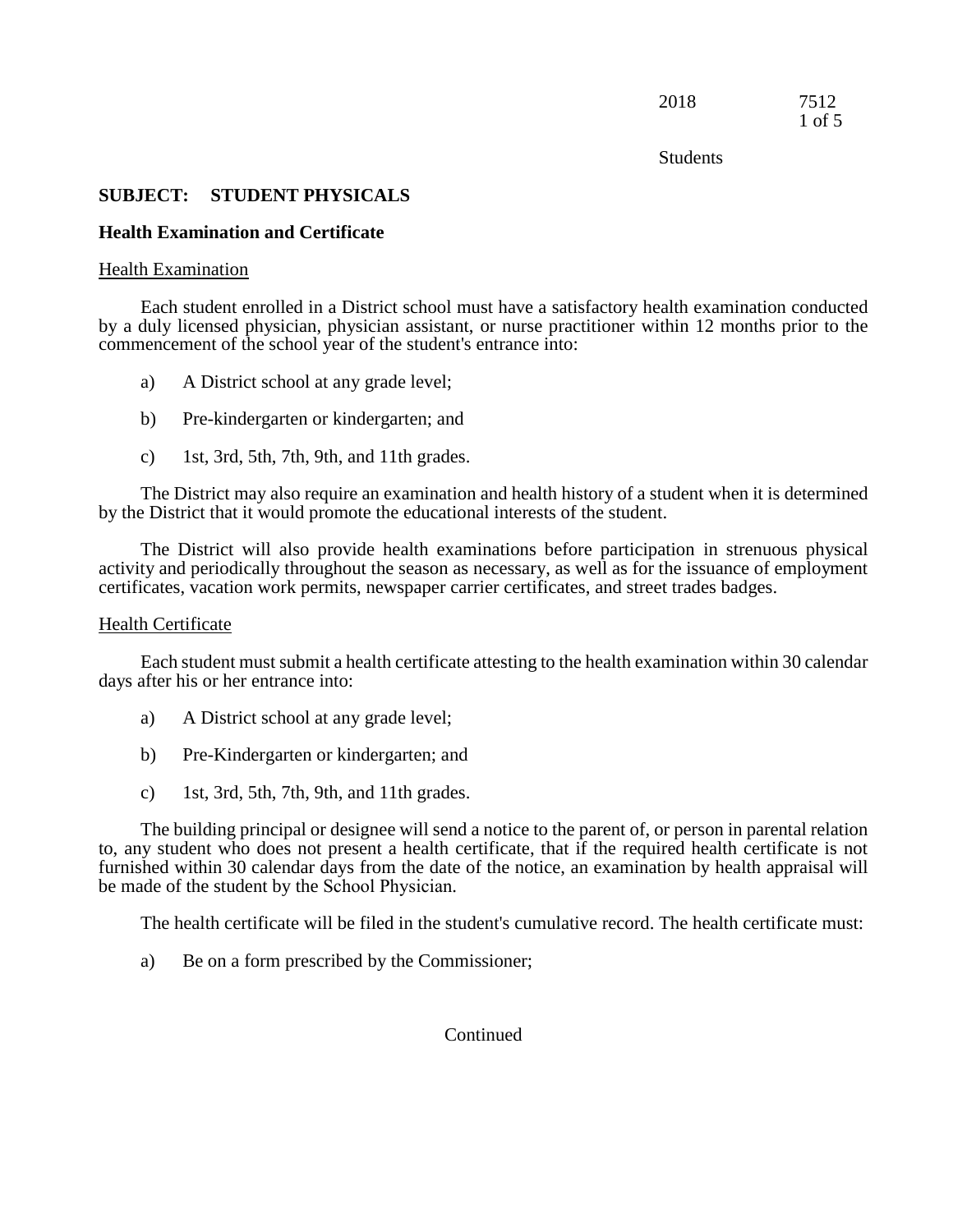## SUBJECT: STUDENT PHYSICALS

### Health Examination and Certificate

Health Examination

Each student enrolled in a District school must have a satisfactory health examination conducted by a duly licensed physician, physician assistant, or nurse practitioner within 12 months prior to the commencement of the school year of the student's entrance into:

a) A District school at any grade level;

b) Pre-kindergarten or kindergarten; and

c) 1st, 3rd, 5th, 7th, 9th, and 11th grades.

The District may also require an examination and health history of a student when it is determined by the District that it would promote the educational interests of the student.

The District will also provide health examinations before participation in strenuous physical activity and periodically throughout the season as necessary, as well as for the issuance of employment certificates, vacation work permits, newspaper carrier certificates, and street trades badges.

Health Certificate

Each student must submit a health certificate attesting to the health examination within 30 calendar days after his or her entrance into:

a) A District school at any grade level;

b) Pre-Kindergarten or kindergarten; and

c) 1st, 3rd, 5th, 7th, 9th, and 11th grades.

The building principal or designee will send a notice to the parent of, or person in parental relation to, any student who does not present a health certificate, that if the required health certificate is not furnished within 30 calendar days from the date of the notice, an examination by health appraisal will be made of the student by the School Physician.

The health certificate will be filed in the student's cumulative record. The health certificate must:

a) Be on a form prescribed by the Commissioner;

Continued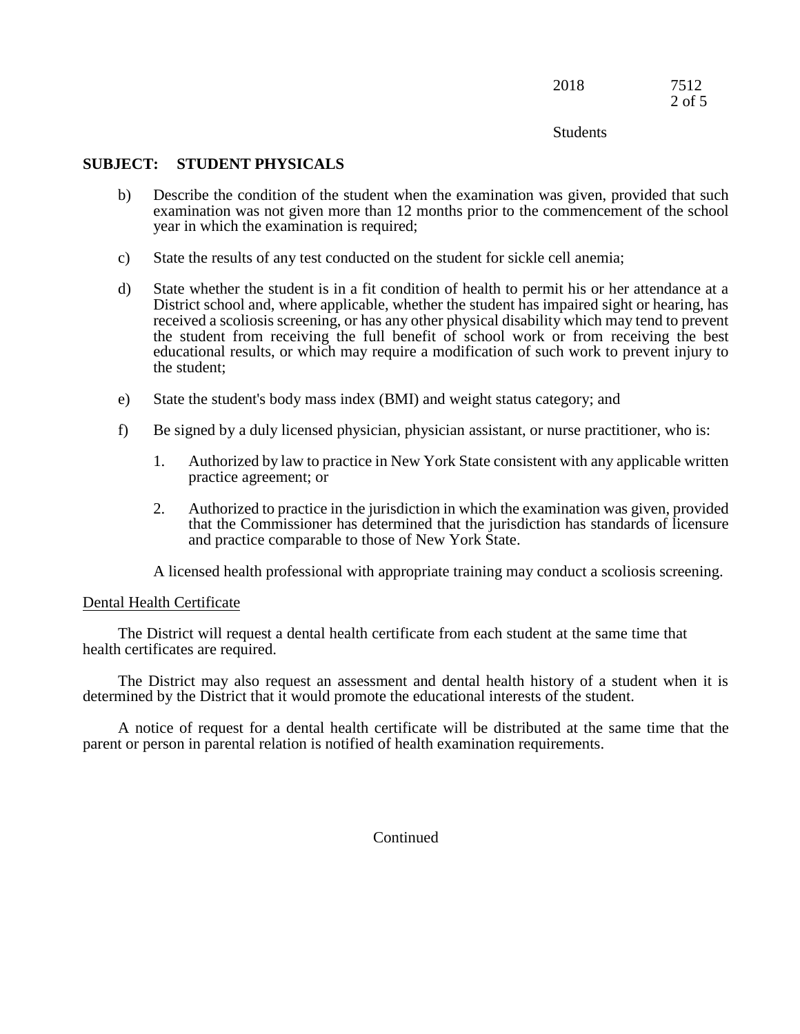## SUBJECT: STUDENT PHYSICALS

b) Describe the condition of the student when the examination was given, provided that such examination was not given more than 12 months prior to the commencement of the school year in which the examination is required;

c) State the results of any test conducted on the student for sickle cell anemia;

d) State whether the student is in a fit condition of health to permit his or her attendance at a District school and, where applicable, whether the student has impaired sight or hearing, has received a scoliosis screening, or has any other physical disability which may tend to prevent the student from receiving the full benefit of school work or from receiving the best educational results, or which may require a modification of such work to prevent injury to the student;

e) State the student's body mass index (BMI) and weight status category; and

f) Be signed by a duly licensed physician, physician assistant, or nurse practitioner, who is:

   1. Authorized by law to practice in New York State consistent with any applicable written practice agreement; or

   2. Authorized to practice in the jurisdiction in which the examination was given, provided that the Commissioner has determined that the jurisdiction has standards of licensure and practice comparable to those of New York State.

   A licensed health professional with appropriate training may conduct a scoliosis screening.

### Dental Health Certificate

The District will request a dental health certificate from each student at the same time that health certificates are required.

The District may also request an assessment and dental health history of a student when it is determined by the District that it would promote the educational interests of the student.

A notice of request for a dental health certificate will be distributed at the same time that the parent or person in parental relation is notified of health examination requirements.

Continued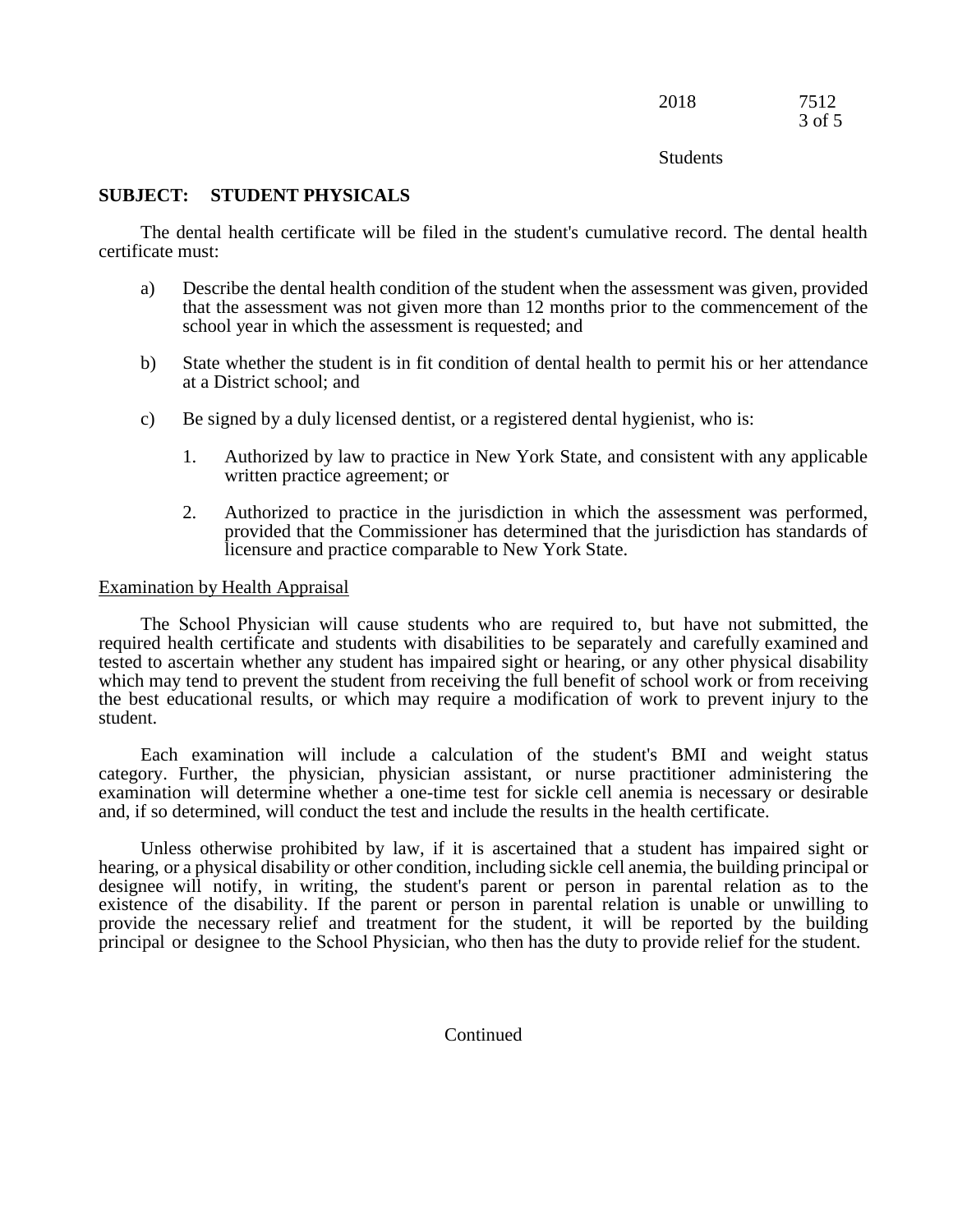**SUBJECT: STUDENT PHYSICALS**

The dental health certificate will be filed in the student's cumulative record. The dental health certificate must:

a) Describe the dental health condition of the student when the assessment was given, provided that the assessment was not given more than 12 months prior to the commencement of the school year in which the assessment is requested; and

b) State whether the student is in fit condition of dental health to permit his or her attendance at a District school; and

c) Be signed by a duly licensed dentist, or a registered dental hygienist, who is:

   1. Authorized by law to practice in New York State, and consistent with any applicable written practice agreement; or

   2. Authorized to practice in the jurisdiction in which the assessment was performed, provided that the Commissioner has determined that the jurisdiction has standards of licensure and practice comparable to New York State.

Examination by Health Appraisal

The School Physician will cause students who are required to, but have not submitted, the required health certificate and students with disabilities to be separately and carefully examined and tested to ascertain whether any student has impaired sight or hearing, or any other physical disability which may tend to prevent the student from receiving the full benefit of school work or from receiving the best educational results, or which may require a modification of work to prevent injury to the student.

Each examination will include a calculation of the student's BMI and weight status category. Further, the physician, physician assistant, or nurse practitioner administering the examination will determine whether a one-time test for sickle cell anemia is necessary or desirable and, if so determined, will conduct the test and include the results in the health certificate.

Unless otherwise prohibited by law, if it is ascertained that a student has impaired sight or hearing, or a physical disability or other condition, including sickle cell anemia, the building principal or designee will notify, in writing, the student's parent or person in parental relation as to the existence of the disability. If the parent or person in parental relation is unable or unwilling to provide the necessary relief and treatment for the student, it will be reported by the building principal or designee to the School Physician, who then has the duty to provide relief for the student.

Continued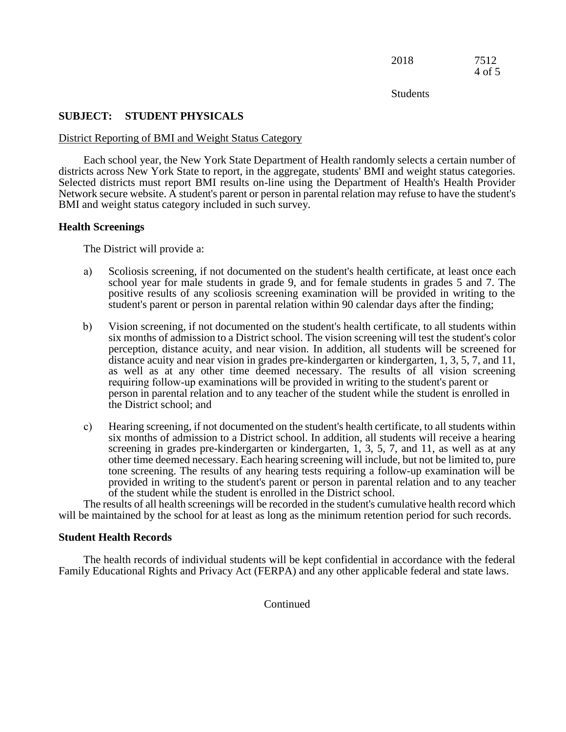**SUBJECT: STUDENT PHYSICALS**

District Reporting of BMI and Weight Status Category

Each school year, the New York State Department of Health randomly selects a certain number of districts across New York State to report, in the aggregate, students' BMI and weight status categories. Selected districts must report BMI results on-line using the Department of Health's Health Provider Network secure website. A student's parent or person in parental relation may refuse to have the student's BMI and weight status category included in such survey.

**Health Screenings**

The District will provide a:

a) Scoliosis screening, if not documented on the student's health certificate, at least once each school year for male students in grade 9, and for female students in grades 5 and 7. The positive results of any scoliosis screening examination will be provided in writing to the student's parent or person in parental relation within 90 calendar days after the finding;

b) Vision screening, if not documented on the student's health certificate, to all students within six months of admission to a District school. The vision screening will test the student's color perception, distance acuity, and near vision. In addition, all students will be screened for distance acuity and near vision in grades pre-kindergarten or kindergarten, 1, 3, 5, 7, and 11, as well as at any other time deemed necessary. The results of all vision screening requiring follow-up examinations will be provided in writing to the student's parent or person in parental relation and to any teacher of the student while the student is enrolled in the District school; and

c) Hearing screening, if not documented on the student's health certificate, to all students within six months of admission to a District school. In addition, all students will receive a hearing screening in grades pre-kindergarten or kindergarten, 1, 3, 5, 7, and 11, as well as at any other time deemed necessary. Each hearing screening will include, but not be limited to, pure tone screening. The results of any hearing tests requiring a follow-up examination will be provided in writing to the student's parent or person in parental relation and to any teacher of the student while the student is enrolled in the District school.

The results of all health screenings will be recorded in the student's cumulative health record which will be maintained by the school for at least as long as the minimum retention period for such records.

**Student Health Records**

The health records of individual students will be kept confidential in accordance with the federal Family Educational Rights and Privacy Act (FERPA) and any other applicable federal and state laws.

Continued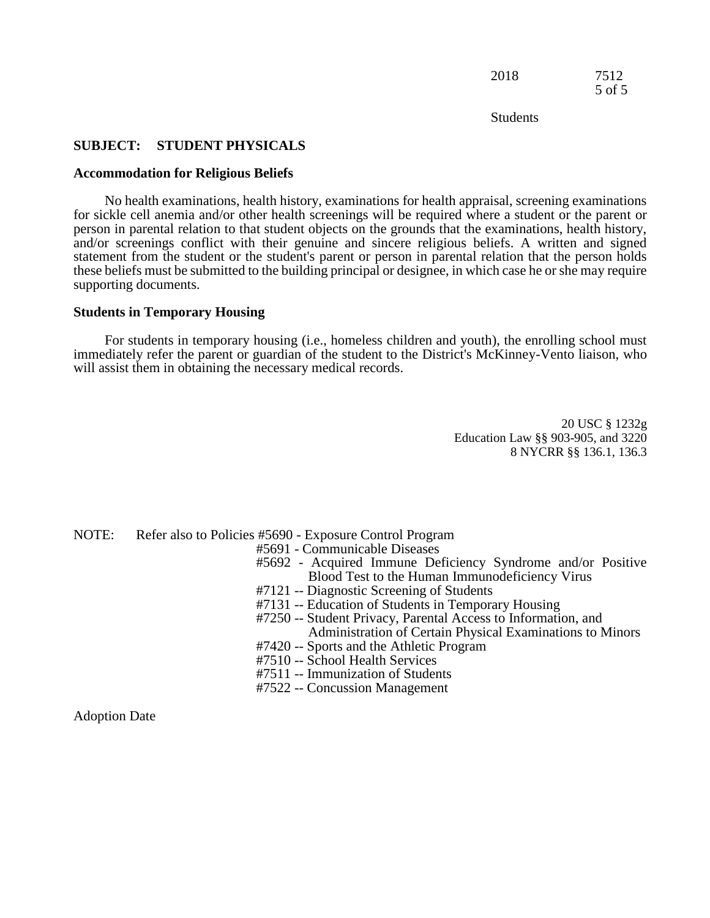**SUBJECT: STUDENT PHYSICALS**

**Accommodation for Religious Beliefs**

No health examinations, health history, examinations for health appraisal, screening examinations for sickle cell anemia and/or other health screenings will be required where a student or the parent or person in parental relation to that student objects on the grounds that the examinations, health history, and/or screenings conflict with their genuine and sincere religious beliefs. A written and signed statement from the student or the student's parent or person in parental relation that the person holds these beliefs must be submitted to the building principal or designee, in which case he or she may require supporting documents.

**Students in Temporary Housing**

For students in temporary housing (i.e., homeless children and youth), the enrolling school must immediately refer the parent or guardian of the student to the District's McKinney-Vento liaison, who will assist them in obtaining the necessary medical records.

20 USC § 1232g
Education Law §§ 903-905, and 3220
8 NYCRR §§ 136.1, 136.3

NOTE: Refer also to Policies #5690 - Exposure Control Program
#5691 - Communicable Diseases
#5692 - Acquired Immune Deficiency Syndrome and/or Positive Blood Test to the Human Immunodeficiency Virus
#7121 -- Diagnostic Screening of Students
#7131 -- Education of Students in Temporary Housing
#7250 -- Student Privacy, Parental Access to Information, and Administration of Certain Physical Examinations to Minors
#7420 -- Sports and the Athletic Program
#7510 -- School Health Services
#7511 -- Immunization of Students
#7522 -- Concussion Management

Adoption Date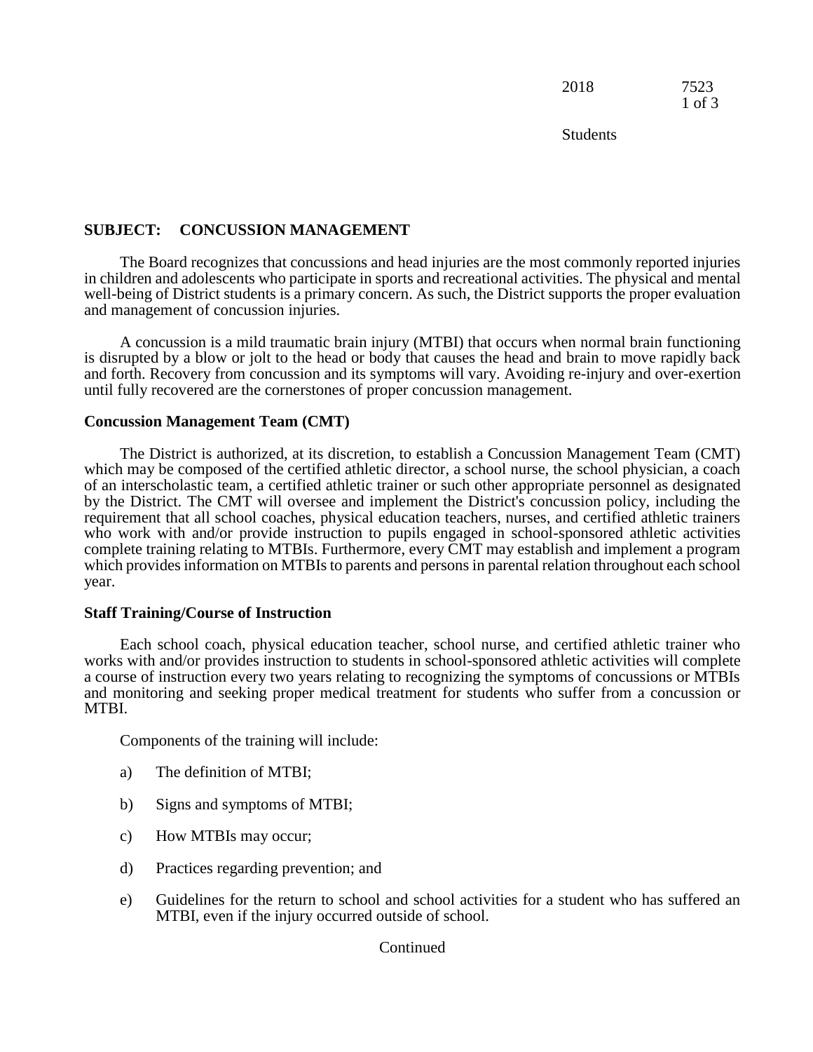## SUBJECT: CONCUSSION MANAGEMENT

The Board recognizes that concussions and head injuries are the most commonly reported injuries in children and adolescents who participate in sports and recreational activities. The physical and mental well-being of District students is a primary concern. As such, the District supports the proper evaluation and management of concussion injuries.

A concussion is a mild traumatic brain injury (MTBI) that occurs when normal brain functioning is disrupted by a blow or jolt to the head or body that causes the head and brain to move rapidly back and forth. Recovery from concussion and its symptoms will vary. Avoiding re-injury and over-exertion until fully recovered are the cornerstones of proper concussion management.

### Concussion Management Team (CMT)

The District is authorized, at its discretion, to establish a Concussion Management Team (CMT) which may be composed of the certified athletic director, a school nurse, the school physician, a coach of an interscholastic team, a certified athletic trainer or such other appropriate personnel as designated by the District. The CMT will oversee and implement the District's concussion policy, including the requirement that all school coaches, physical education teachers, nurses, and certified athletic trainers who work with and/or provide instruction to pupils engaged in school-sponsored athletic activities complete training relating to MTBIs. Furthermore, every CMT may establish and implement a program which provides information on MTBIs to parents and persons in parental relation throughout each school year.

### Staff Training/Course of Instruction

Each school coach, physical education teacher, school nurse, and certified athletic trainer who works with and/or provides instruction to students in school-sponsored athletic activities will complete a course of instruction every two years relating to recognizing the symptoms of concussions or MTBIs and monitoring and seeking proper medical treatment for students who suffer from a concussion or MTBI.

Components of the training will include:

a) The definition of MTBI;

b) Signs and symptoms of MTBI;

c) How MTBIs may occur;

d) Practices regarding prevention; and

e) Guidelines for the return to school and school activities for a student who has suffered an MTBI, even if the injury occurred outside of school.

Continued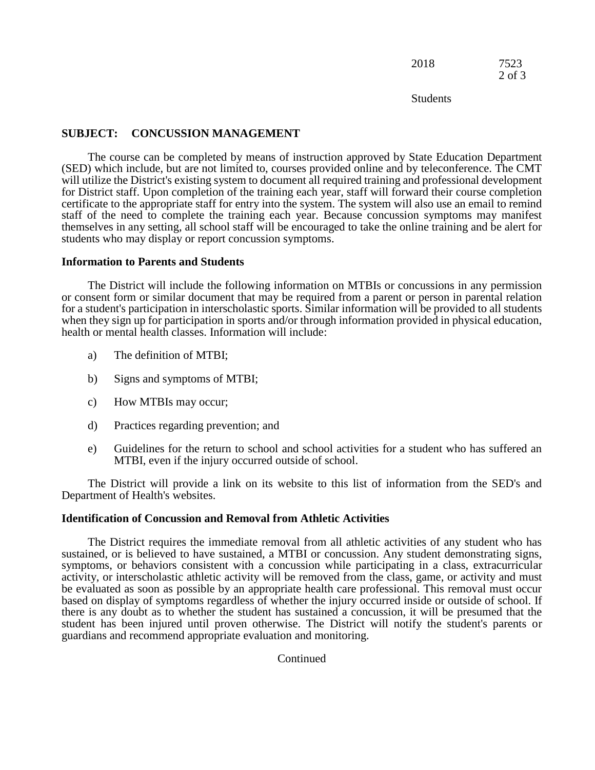**SUBJECT: CONCUSSION MANAGEMENT**

The course can be completed by means of instruction approved by State Education Department (SED) which include, but are not limited to, courses provided online and by teleconference. The CMT will utilize the District's existing system to document all required training and professional development for District staff. Upon completion of the training each year, staff will forward their course completion certificate to the appropriate staff for entry into the system. The system will also use an email to remind staff of the need to complete the training each year. Because concussion symptoms may manifest themselves in any setting, all school staff will be encouraged to take the online training and be alert for students who may display or report concussion symptoms.

**Information to Parents and Students**

The District will include the following information on MTBIs or concussions in any permission or consent form or similar document that may be required from a parent or person in parental relation for a student's participation in interscholastic sports. Similar information will be provided to all students when they sign up for participation in sports and/or through information provided in physical education, health or mental health classes. Information will include:

a) The definition of MTBI;

b) Signs and symptoms of MTBI;

c) How MTBIs may occur;

d) Practices regarding prevention; and

e) Guidelines for the return to school and school activities for a student who has suffered an MTBI, even if the injury occurred outside of school.

The District will provide a link on its website to this list of information from the SED's and Department of Health's websites.

**Identification of Concussion and Removal from Athletic Activities**

The District requires the immediate removal from all athletic activities of any student who has sustained, or is believed to have sustained, a MTBI or concussion. Any student demonstrating signs, symptoms, or behaviors consistent with a concussion while participating in a class, extracurricular activity, or interscholastic athletic activity will be removed from the class, game, or activity and must be evaluated as soon as possible by an appropriate health care professional. This removal must occur based on display of symptoms regardless of whether the injury occurred inside or outside of school. If there is any doubt as to whether the student has sustained a concussion, it will be presumed that the student has been injured until proven otherwise. The District will notify the student's parents or guardians and recommend appropriate evaluation and monitoring.

Continued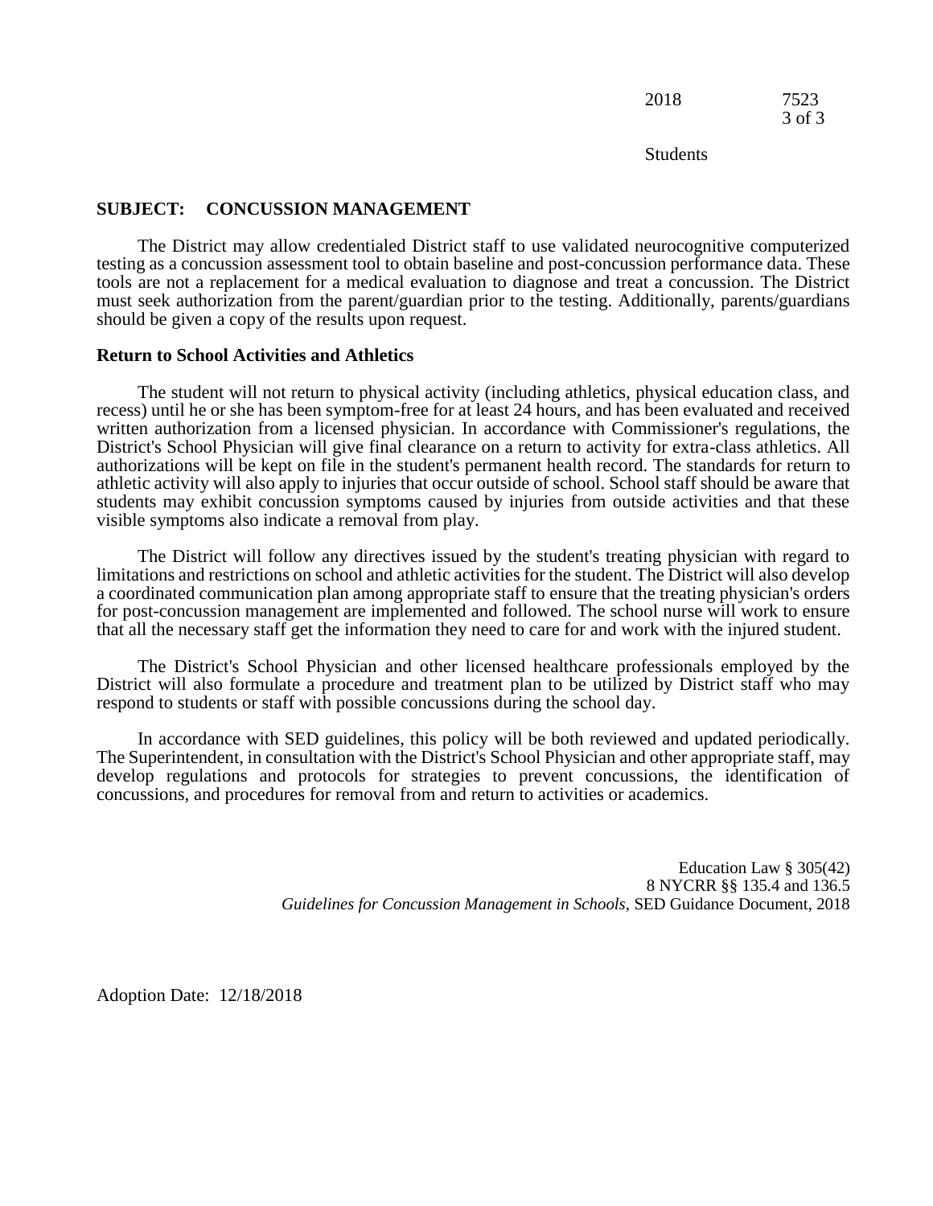## SUBJECT: CONCUSSION MANAGEMENT

The District may allow credentialed District staff to use validated neurocognitive computerized testing as a concussion assessment tool to obtain baseline and post-concussion performance data. These tools are not a replacement for a medical evaluation to diagnose and treat a concussion. The District must seek authorization from the parent/guardian prior to the testing. Additionally, parents/guardians should be given a copy of the results upon request.

### Return to School Activities and Athletics

The student will not return to physical activity (including athletics, physical education class, and recess) until he or she has been symptom-free for at least 24 hours, and has been evaluated and received written authorization from a licensed physician. In accordance with Commissioner's regulations, the District's School Physician will give final clearance on a return to activity for extra-class athletics. All authorizations will be kept on file in the student's permanent health record. The standards for return to athletic activity will also apply to injuries that occur outside of school. School staff should be aware that students may exhibit concussion symptoms caused by injuries from outside activities and that these visible symptoms also indicate a removal from play.

The District will follow any directives issued by the student's treating physician with regard to limitations and restrictions on school and athletic activities for the student. The District will also develop a coordinated communication plan among appropriate staff to ensure that the treating physician's orders for post-concussion management are implemented and followed. The school nurse will work to ensure that all the necessary staff get the information they need to care for and work with the injured student.

The District's School Physician and other licensed healthcare professionals employed by the District will also formulate a procedure and treatment plan to be utilized by District staff who may respond to students or staff with possible concussions during the school day.

In accordance with SED guidelines, this policy will be both reviewed and updated periodically. The Superintendent, in consultation with the District's School Physician and other appropriate staff, may develop regulations and protocols for strategies to prevent concussions, the identification of concussions, and procedures for removal from and return to activities or academics.

Education Law § 305(42)
8 NYCRR §§ 135.4 and 136.5
*Guidelines for Concussion Management in Schools*, SED Guidance Document, 2018

Adoption Date: 12/18/2018